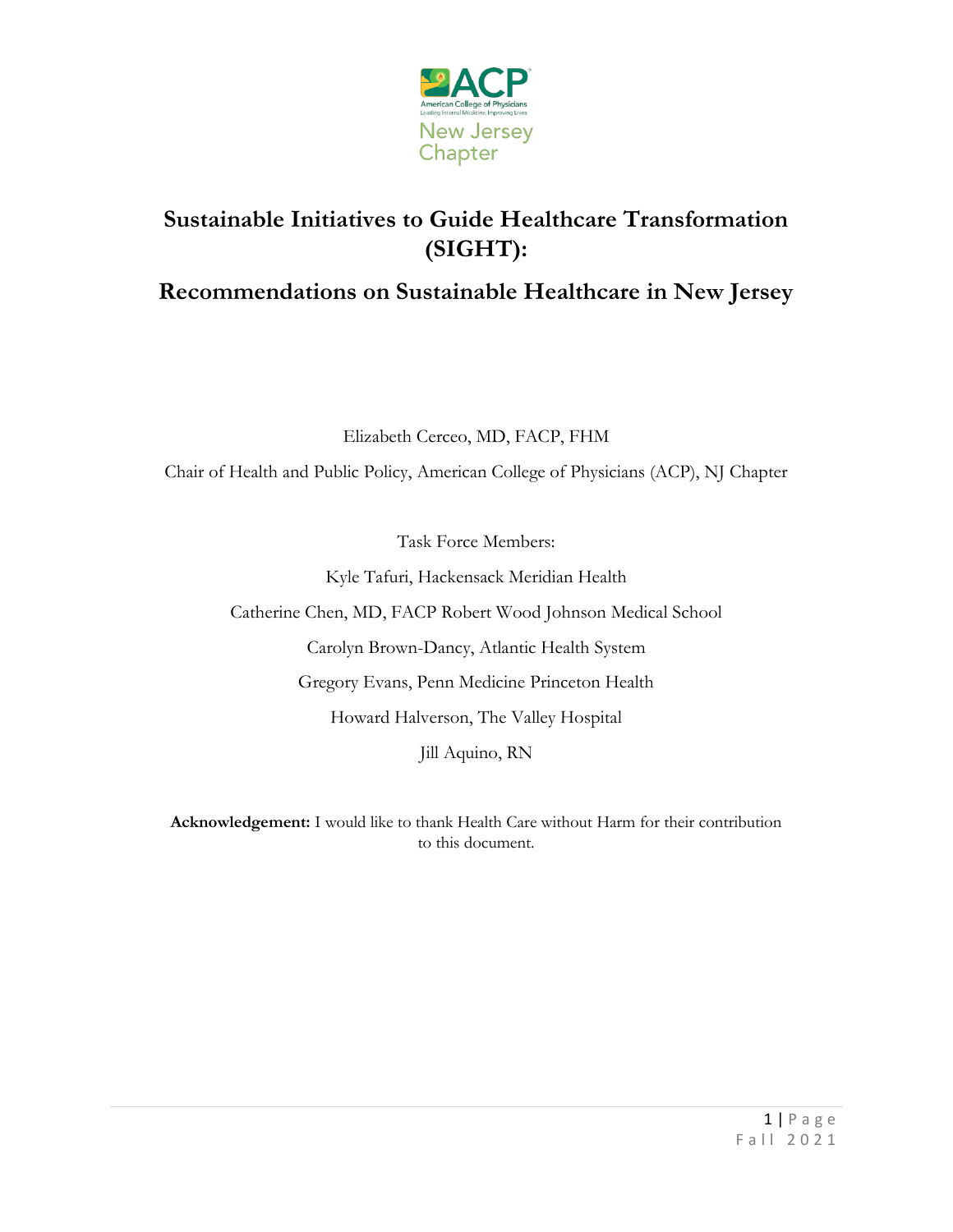ACP

American College of Physicians

Leading Internal Medicine, Improving Lives

New Jersey Chapter

# Sustainable Initiatives to Guide Healthcare Transformation (SIGHT):

## Recommendations on Sustainable Healthcare in New Jersey

Elizabeth Cerceo, MD, FACP, FHM

Chair of Health and Public Policy, American College of Physicians (ACP), NJ Chapter

Task Force Members:

Kyle Tafuri, Hackensack Meridian Health

Catherine Chen, MD, FACP Robert Wood Johnson Medical School

Carolyn Brown-Dancy, Atlantic Health System

Gregory Evans, Penn Medicine Princeton Health

Howard Halverson, The Valley Hospital

Jill Aquino, RN

**Acknowledgement:** I would like to thank Health Care without Harm for their contribution to this document.

Fall 2021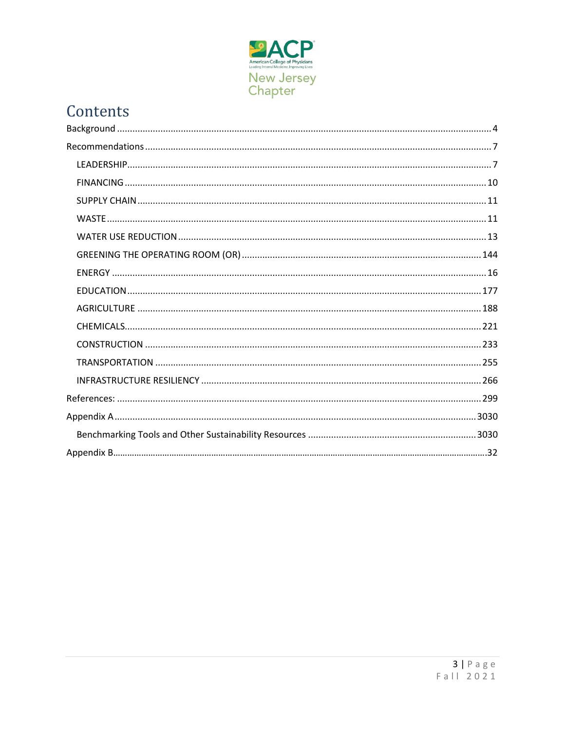# Contents

Background ........................................................................................................................... 4

Recommendations ................................................................................................................. 7

- LEADERSHIP ....................................................................................................................... 7
- FINANCING ........................................................................................................................ 10
- SUPPLY CHAIN .................................................................................................................. 11
- WASTE ............................................................................................................................... 11
- WATER USE REDUCTION ................................................................................................... 13
- GREENING THE OPERATING ROOM (OR) ......................................................................... 144
- ENERGY ............................................................................................................................. 16
- EDUCATION ...................................................................................................................... 177
- AGRICULTURE ................................................................................................................... 188
- CHEMICALS....................................................................................................................... 221
- CONSTRUCTION ................................................................................................................ 233
- TRANSPORTATION ............................................................................................................ 255
- INFRASTRUCTURE RESILIENCY ......................................................................................... 266

References: ........................................................................................................................... 299

Appendix A ........................................................................................................................... 3030

- Benchmarking Tools and Other Sustainability Resources .................................................. 3030

Appendix B............................................................................................................................. 32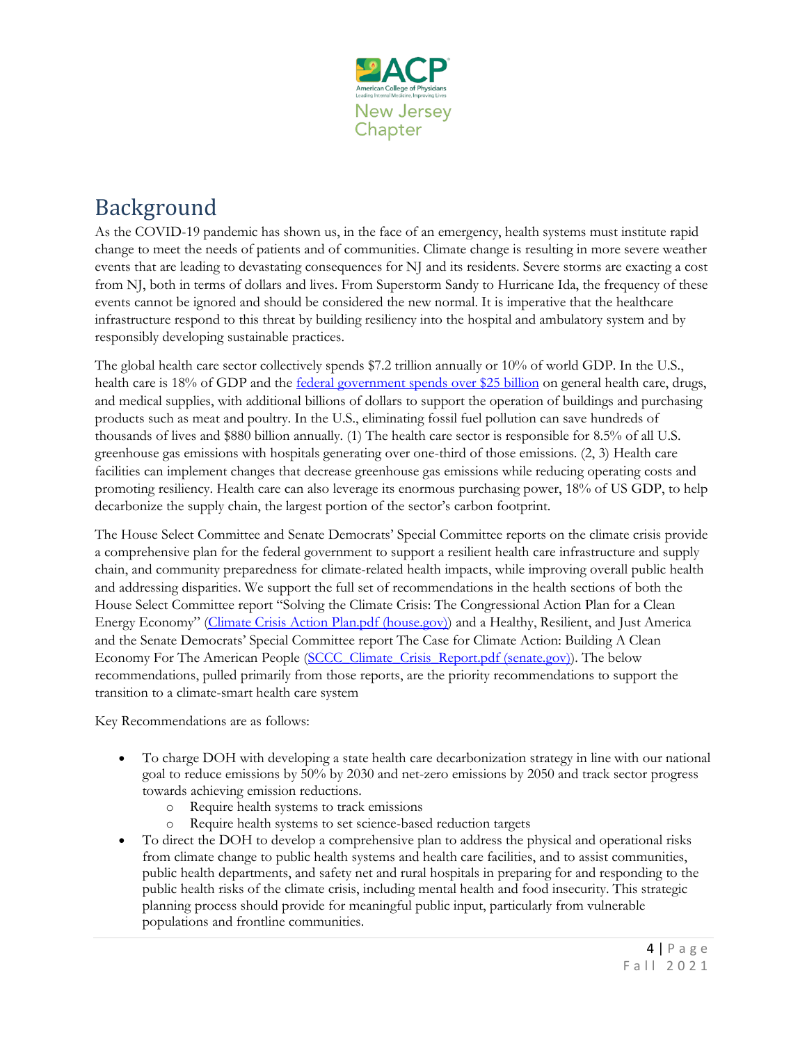# Background

As the COVID-19 pandemic has shown us, in the face of an emergency, health systems must institute rapid change to meet the needs of patients and of communities. Climate change is resulting in more severe weather events that are leading to devastating consequences for NJ and its residents. Severe storms are exacting a cost from NJ, both in terms of dollars and lives. From Superstorm Sandy to Hurricane Ida, the frequency of these events cannot be ignored and should be considered the new normal. It is imperative that the healthcare infrastructure respond to this threat by building resiliency into the hospital and ambulatory system and by responsibly developing sustainable practices.

The global health care sector collectively spends $7.2 trillion annually or 10% of world GDP. In the U.S., health care is 18% of GDP and the federal government spends over $25 billion on general health care, drugs, and medical supplies, with additional billions of dollars to support the operation of buildings and purchasing products such as meat and poultry. In the U.S., eliminating fossil fuel pollution can save hundreds of thousands of lives and $880 billion annually. (1) The health care sector is responsible for 8.5% of all U.S. greenhouse gas emissions with hospitals generating over one-third of those emissions. (2, 3) Health care facilities can implement changes that decrease greenhouse gas emissions while reducing operating costs and promoting resiliency. Health care can also leverage its enormous purchasing power, 18% of US GDP, to help decarbonize the supply chain, the largest portion of the sector's carbon footprint.

The House Select Committee and Senate Democrats' Special Committee reports on the climate crisis provide a comprehensive plan for the federal government to support a resilient health care infrastructure and supply chain, and community preparedness for climate-related health impacts, while improving overall public health and addressing disparities. We support the full set of recommendations in the health sections of both the House Select Committee report "Solving the Climate Crisis: The Congressional Action Plan for a Clean Energy Economy" (Climate Crisis Action Plan.pdf (house.gov)) and a Healthy, Resilient, and Just America and the Senate Democrats' Special Committee report The Case for Climate Action: Building A Clean Economy For The American People (SCCC_Climate_Crisis_Report.pdf (senate.gov)). The below recommendations, pulled primarily from those reports, are the priority recommendations to support the transition to a climate-smart health care system

Key Recommendations are as follows:

- To charge DOH with developing a state health care decarbonization strategy in line with our national goal to reduce emissions by 50% by 2030 and net-zero emissions by 2050 and track sector progress towards achieving emission reductions.
  - Require health systems to track emissions
  - Require health systems to set science-based reduction targets
- To direct the DOH to develop a comprehensive plan to address the physical and operational risks from climate change to public health systems and health care facilities, and to assist communities, public health departments, and safety net and rural hospitals in preparing for and responding to the public health risks of the climate crisis, including mental health and food insecurity. This strategic planning process should provide for meaningful public input, particularly from vulnerable populations and frontline communities.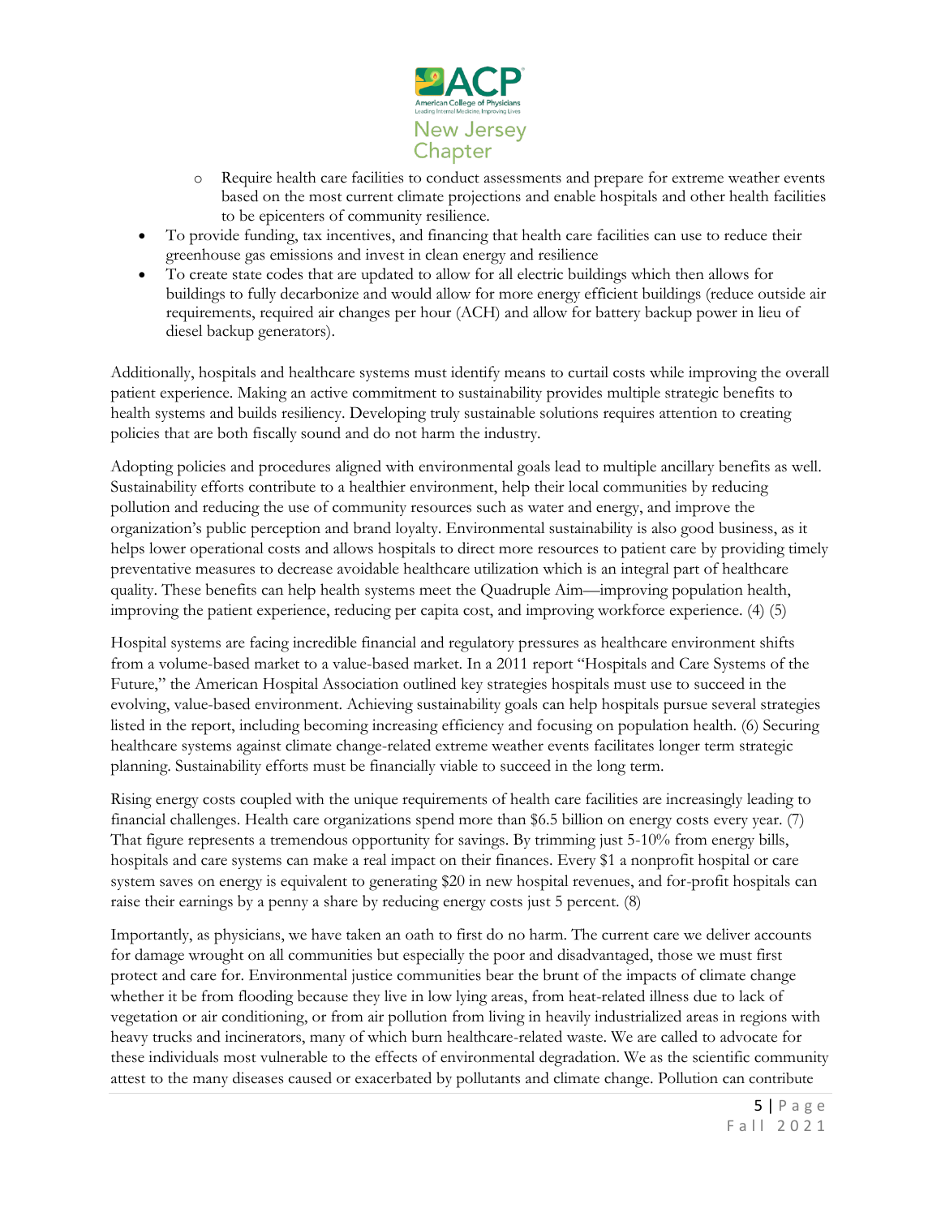- Require health care facilities to conduct assessments and prepare for extreme weather events based on the most current climate projections and enable hospitals and other health facilities to be epicenters of community resilience.
- To provide funding, tax incentives, and financing that health care facilities can use to reduce their greenhouse gas emissions and invest in clean energy and resilience
- To create state codes that are updated to allow for all electric buildings which then allows for buildings to fully decarbonize and would allow for more energy efficient buildings (reduce outside air requirements, required air changes per hour (ACH) and allow for battery backup power in lieu of diesel backup generators).

Additionally, hospitals and healthcare systems must identify means to curtail costs while improving the overall patient experience. Making an active commitment to sustainability provides multiple strategic benefits to health systems and builds resiliency. Developing truly sustainable solutions requires attention to creating policies that are both fiscally sound and do not harm the industry.

Adopting policies and procedures aligned with environmental goals lead to multiple ancillary benefits as well. Sustainability efforts contribute to a healthier environment, help their local communities by reducing pollution and reducing the use of community resources such as water and energy, and improve the organization's public perception and brand loyalty. Environmental sustainability is also good business, as it helps lower operational costs and allows hospitals to direct more resources to patient care by providing timely preventative measures to decrease avoidable healthcare utilization which is an integral part of healthcare quality. These benefits can help health systems meet the Quadruple Aim—improving population health, improving the patient experience, reducing per capita cost, and improving workforce experience. (4) (5)

Hospital systems are facing incredible financial and regulatory pressures as healthcare environment shifts from a volume-based market to a value-based market. In a 2011 report "Hospitals and Care Systems of the Future," the American Hospital Association outlined key strategies hospitals must use to succeed in the evolving, value-based environment. Achieving sustainability goals can help hospitals pursue several strategies listed in the report, including becoming increasing efficiency and focusing on population health. (6) Securing healthcare systems against climate change-related extreme weather events facilitates longer term strategic planning. Sustainability efforts must be financially viable to succeed in the long term.

Rising energy costs coupled with the unique requirements of health care facilities are increasingly leading to financial challenges. Health care organizations spend more than $6.5 billion on energy costs every year. (7) That figure represents a tremendous opportunity for savings. By trimming just 5-10% from energy bills, hospitals and care systems can make a real impact on their finances. Every $1 a nonprofit hospital or care system saves on energy is equivalent to generating $20 in new hospital revenues, and for-profit hospitals can raise their earnings by a penny a share by reducing energy costs just 5 percent. (8)

Importantly, as physicians, we have taken an oath to first do no harm. The current care we deliver accounts for damage wrought on all communities but especially the poor and disadvantaged, those we must first protect and care for. Environmental justice communities bear the brunt of the impacts of climate change whether it be from flooding because they live in low lying areas, from heat-related illness due to lack of vegetation or air conditioning, or from air pollution from living in heavily industrialized areas in regions with heavy trucks and incinerators, many of which burn healthcare-related waste. We are called to advocate for these individuals most vulnerable to the effects of environmental degradation. We as the scientific community attest to the many diseases caused or exacerbated by pollutants and climate change. Pollution can contribute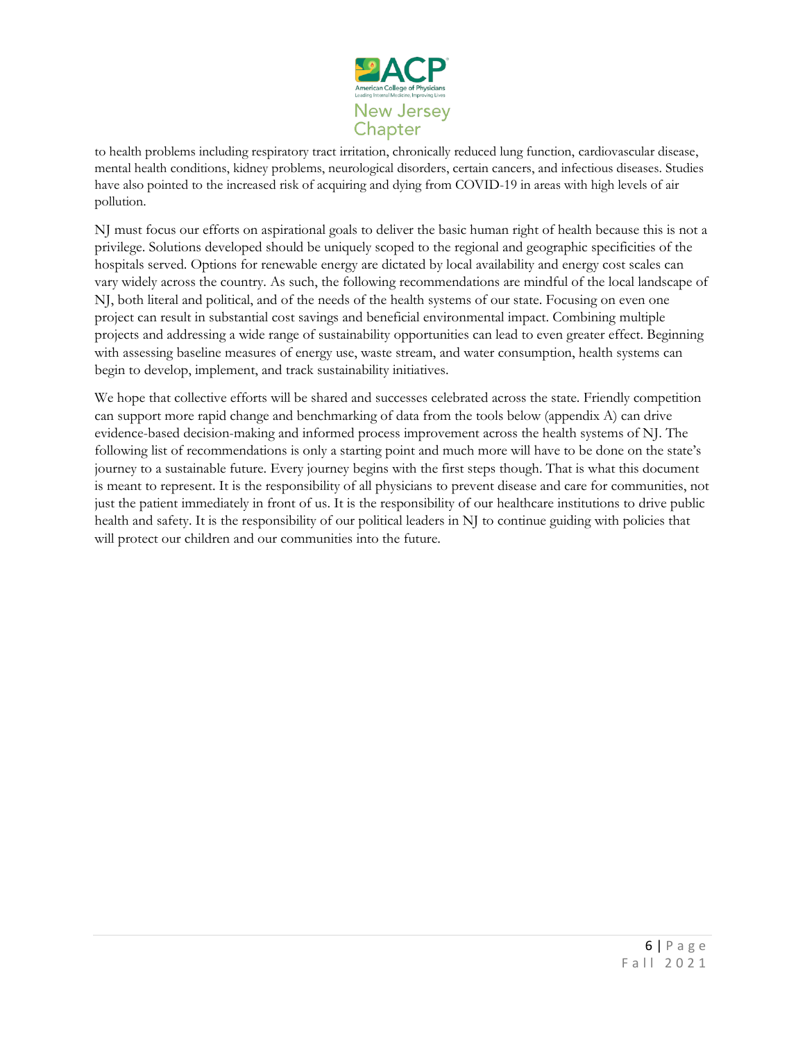to health problems including respiratory tract irritation, chronically reduced lung function, cardiovascular disease, mental health conditions, kidney problems, neurological disorders, certain cancers, and infectious diseases. Studies have also pointed to the increased risk of acquiring and dying from COVID-19 in areas with high levels of air pollution.

NJ must focus our efforts on aspirational goals to deliver the basic human right of health because this is not a privilege. Solutions developed should be uniquely scoped to the regional and geographic specificities of the hospitals served. Options for renewable energy are dictated by local availability and energy cost scales can vary widely across the country. As such, the following recommendations are mindful of the local landscape of NJ, both literal and political, and of the needs of the health systems of our state. Focusing on even one project can result in substantial cost savings and beneficial environmental impact. Combining multiple projects and addressing a wide range of sustainability opportunities can lead to even greater effect. Beginning with assessing baseline measures of energy use, waste stream, and water consumption, health systems can begin to develop, implement, and track sustainability initiatives.

We hope that collective efforts will be shared and successes celebrated across the state. Friendly competition can support more rapid change and benchmarking of data from the tools below (appendix A) can drive evidence-based decision-making and informed process improvement across the health systems of NJ. The following list of recommendations is only a starting point and much more will have to be done on the state's journey to a sustainable future. Every journey begins with the first steps though. That is what this document is meant to represent. It is the responsibility of all physicians to prevent disease and care for communities, not just the patient immediately in front of us. It is the responsibility of our healthcare institutions to drive public health and safety. It is the responsibility of our political leaders in NJ to continue guiding with policies that will protect our children and our communities into the future.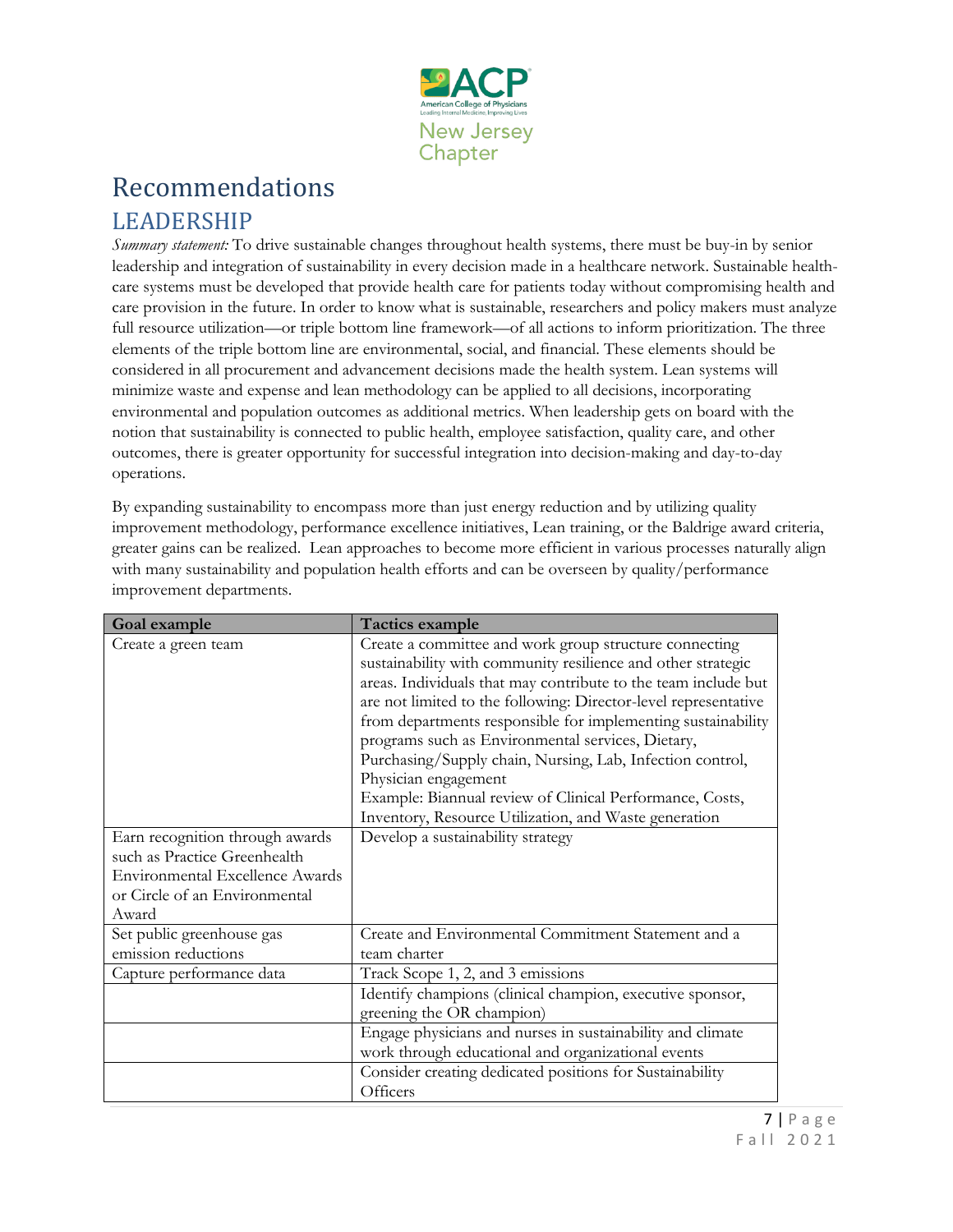# Recommendations

## LEADERSHIP

*Summary statement:* To drive sustainable changes throughout health systems, there must be buy-in by senior leadership and integration of sustainability in every decision made in a healthcare network. Sustainable health-care systems must be developed that provide health care for patients today without compromising health and care provision in the future. In order to know what is sustainable, researchers and policy makers must analyze full resource utilization—or triple bottom line framework—of all actions to inform prioritization. The three elements of the triple bottom line are environmental, social, and financial. These elements should be considered in all procurement and advancement decisions made the health system. Lean systems will minimize waste and expense and lean methodology can be applied to all decisions, incorporating environmental and population outcomes as additional metrics. When leadership gets on board with the notion that sustainability is connected to public health, employee satisfaction, quality care, and other outcomes, there is greater opportunity for successful integration into decision-making and day-to-day operations.

By expanding sustainability to encompass more than just energy reduction and by utilizing quality improvement methodology, performance excellence initiatives, Lean training, or the Baldrige award criteria, greater gains can be realized. Lean approaches to become more efficient in various processes naturally align with many sustainability and population health efforts and can be overseen by quality/performance improvement departments.

| Goal example | Tactics example |
|---|---|
| Create a green team | Create a committee and work group structure connecting sustainability with community resilience and other strategic areas. Individuals that may contribute to the team include but are not limited to the following: Director-level representative from departments responsible for implementing sustainability programs such as Environmental services, Dietary, Purchasing/Supply chain, Nursing, Lab, Infection control, Physician engagement<br>Example: Biannual review of Clinical Performance, Costs, Inventory, Resource Utilization, and Waste generation |
| Earn recognition through awards such as Practice Greenhealth Environmental Excellence Awards or Circle of an Environmental Award | Develop a sustainability strategy |
| Set public greenhouse gas emission reductions | Create and Environmental Commitment Statement and a team charter |
| Capture performance data | Track Scope 1, 2, and 3 emissions |
| | Identify champions (clinical champion, executive sponsor, greening the OR champion) |
| | Engage physicians and nurses in sustainability and climate work through educational and organizational events |
| | Consider creating dedicated positions for Sustainability Officers |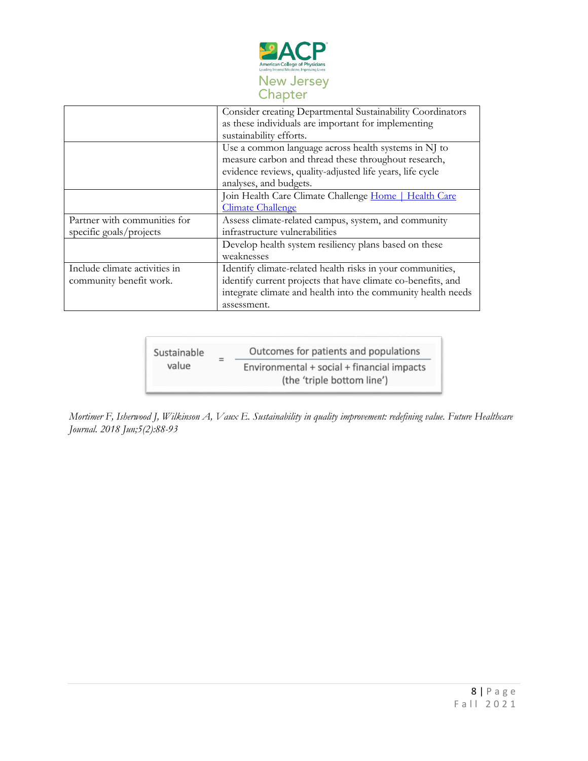| | |
|---|---|
| | Consider creating Departmental Sustainability Coordinators as these individuals are important for implementing sustainability efforts. |
| | Use a common language across health systems in NJ to measure carbon and thread these throughout research, evidence reviews, quality-adjusted life years, life cycle analyses, and budgets. |
| | Join Health Care Climate Challenge [Home \| Health Care Climate Challenge]() |
| Partner with communities for specific goals/projects | Assess climate-related campus, system, and community infrastructure vulnerabilities |
| | Develop health system resiliency plans based on these weaknesses |
| Include climate activities in community benefit work. | Identify climate-related health risks in your communities, identify current projects that have climate co-benefits, and integrate climate and health into the community health needs assessment. |

$$\text{Sustainable value} = \frac{\text{Outcomes for patients and populations}}{\text{Environmental + social + financial impacts (the 'triple bottom line')}}$$

*Mortimer F, Isherwood J, Wilkinson A, Vaux E. Sustainability in quality improvement: redefining value. Future Healthcare Journal. 2018 Jun;5(2):88-93*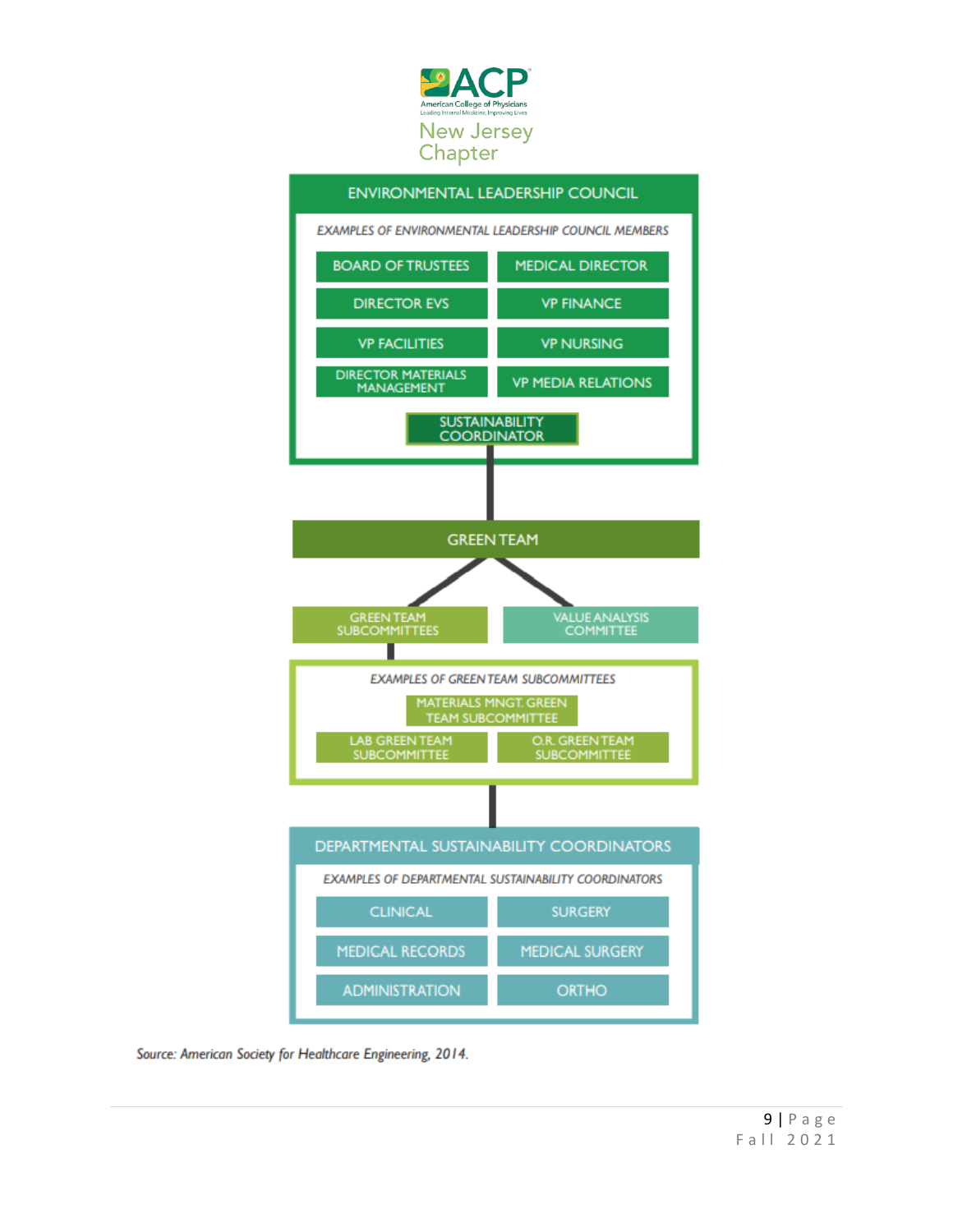**ENVIRONMENTAL LEADERSHIP COUNCIL**

*EXAMPLES OF ENVIRONMENTAL LEADERSHIP COUNCIL MEMBERS*

- BOARD OF TRUSTEES
- MEDICAL DIRECTOR
- DIRECTOR EVS
- VP FINANCE
- VP FACILITIES
- VP NURSING
- DIRECTOR MATERIALS MANAGEMENT
- VP MEDIA RELATIONS
- SUSTAINABILITY COORDINATOR

**GREEN TEAM**

- GREEN TEAM SUBCOMMITTEES
- VALUE ANALYSIS COMMITTEE

*EXAMPLES OF GREEN TEAM SUBCOMMITTEES*

- MATERIALS MNGT. GREEN TEAM SUBCOMMITTEE
- LAB GREEN TEAM SUBCOMMITTEE
- O.R. GREEN TEAM SUBCOMMITTEE

**DEPARTMENTAL SUSTAINABILITY COORDINATORS**

*EXAMPLES OF DEPARTMENTAL SUSTAINABILITY COORDINATORS*

- CLINICAL
- SURGERY
- MEDICAL RECORDS
- MEDICAL SURGERY
- ADMINISTRATION
- ORTHO

Source: *American Society for Healthcare Engineering, 2014.*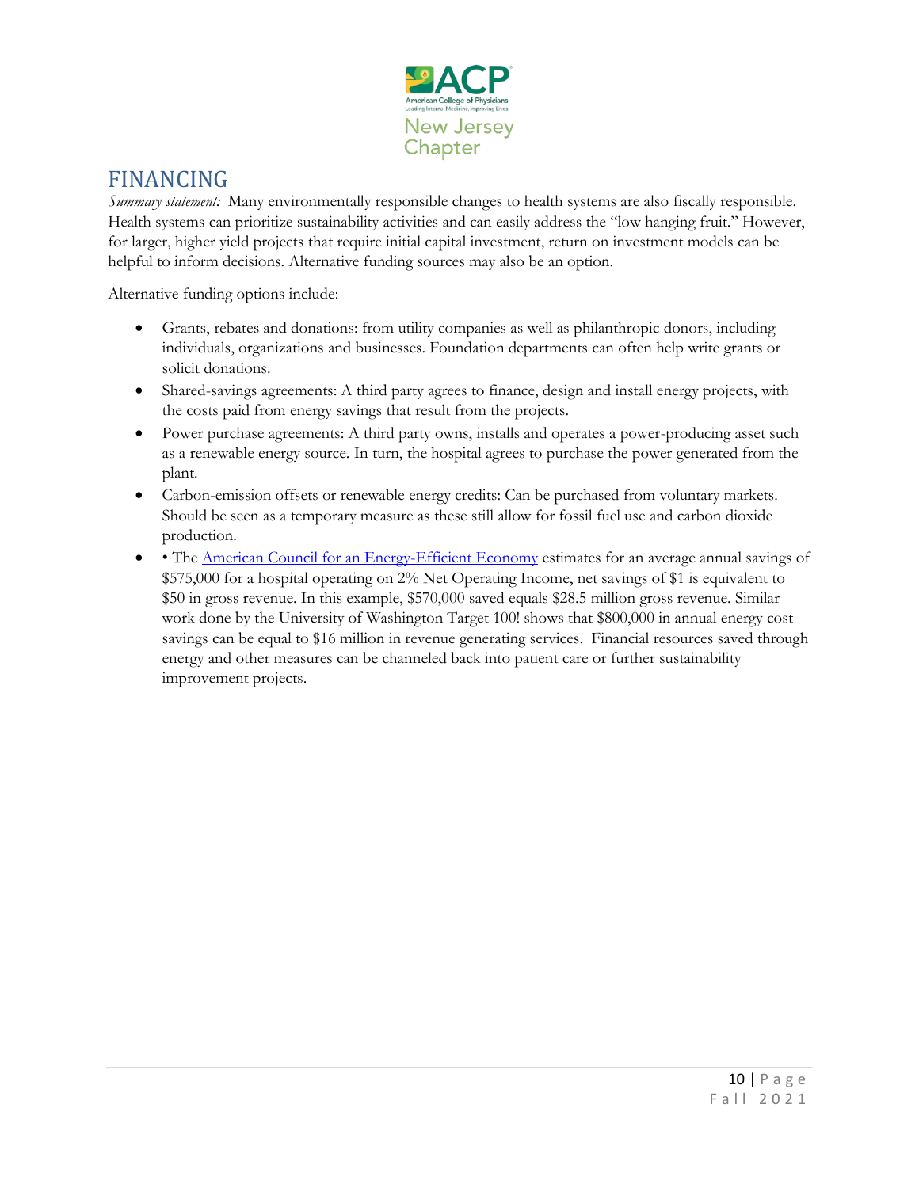# FINANCING

*Summary statement:* Many environmentally responsible changes to health systems are also fiscally responsible. Health systems can prioritize sustainability activities and can easily address the "low hanging fruit." However, for larger, higher yield projects that require initial capital investment, return on investment models can be helpful to inform decisions. Alternative funding sources may also be an option.

Alternative funding options include:

- Grants, rebates and donations: from utility companies as well as philanthropic donors, including individuals, organizations and businesses. Foundation departments can often help write grants or solicit donations.
- Shared-savings agreements: A third party agrees to finance, design and install energy projects, with the costs paid from energy savings that result from the projects.
- Power purchase agreements: A third party owns, installs and operates a power-producing asset such as a renewable energy source. In turn, the hospital agrees to purchase the power generated from the plant.
- Carbon-emission offsets or renewable energy credits: Can be purchased from voluntary markets. Should be seen as a temporary measure as these still allow for fossil fuel use and carbon dioxide production.
- • The [American Council for an Energy-Efficient Economy]() estimates for an average annual savings of $575,000 for a hospital operating on 2% Net Operating Income, net savings of $1 is equivalent to $50 in gross revenue. In this example, $570,000 saved equals $28.5 million gross revenue. Similar work done by the University of Washington Target 100! shows that $800,000 in annual energy cost savings can be equal to $16 million in revenue generating services. Financial resources saved through energy and other measures can be channeled back into patient care or further sustainability improvement projects.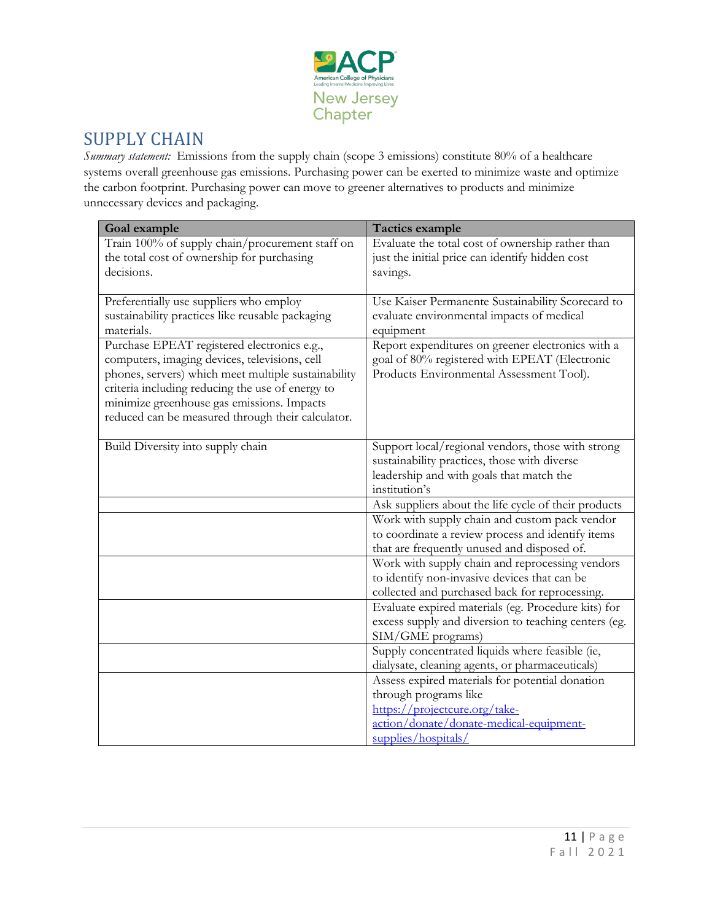## SUPPLY CHAIN

*Summary statement:* Emissions from the supply chain (scope 3 emissions) constitute 80% of a healthcare systems overall greenhouse gas emissions. Purchasing power can be exerted to minimize waste and optimize the carbon footprint. Purchasing power can move to greener alternatives to products and minimize unnecessary devices and packaging.

| Goal example | Tactics example |
|---|---|
| Train 100% of supply chain/procurement staff on the total cost of ownership for purchasing decisions. | Evaluate the total cost of ownership rather than just the initial price can identify hidden cost savings. |
| Preferentially use suppliers who employ sustainability practices like reusable packaging materials. | Use Kaiser Permanente Sustainability Scorecard to evaluate environmental impacts of medical equipment |
| Purchase EPEAT registered electronics e.g., computers, imaging devices, televisions, cell phones, servers) which meet multiple sustainability criteria including reducing the use of energy to minimize greenhouse gas emissions. Impacts reduced can be measured through their calculator. | Report expenditures on greener electronics with a goal of 80% registered with EPEAT (Electronic Products Environmental Assessment Tool). |
| Build Diversity into supply chain | Support local/regional vendors, those with strong sustainability practices, those with diverse leadership and with goals that match the institution's |
| | Ask suppliers about the life cycle of their products |
| | Work with supply chain and custom pack vendor to coordinate a review process and identify items that are frequently unused and disposed of. |
| | Work with supply chain and reprocessing vendors to identify non-invasive devices that can be collected and purchased back for reprocessing. |
| | Evaluate expired materials (eg. Procedure kits) for excess supply and diversion to teaching centers (eg. SIM/GME programs) |
| | Supply concentrated liquids where feasible (ie, dialysate, cleaning agents, or pharmaceuticals) |
| | Assess expired materials for potential donation through programs like https://projectcure.org/take-action/donate/donate-medical-equipment-supplies/hospitals/ |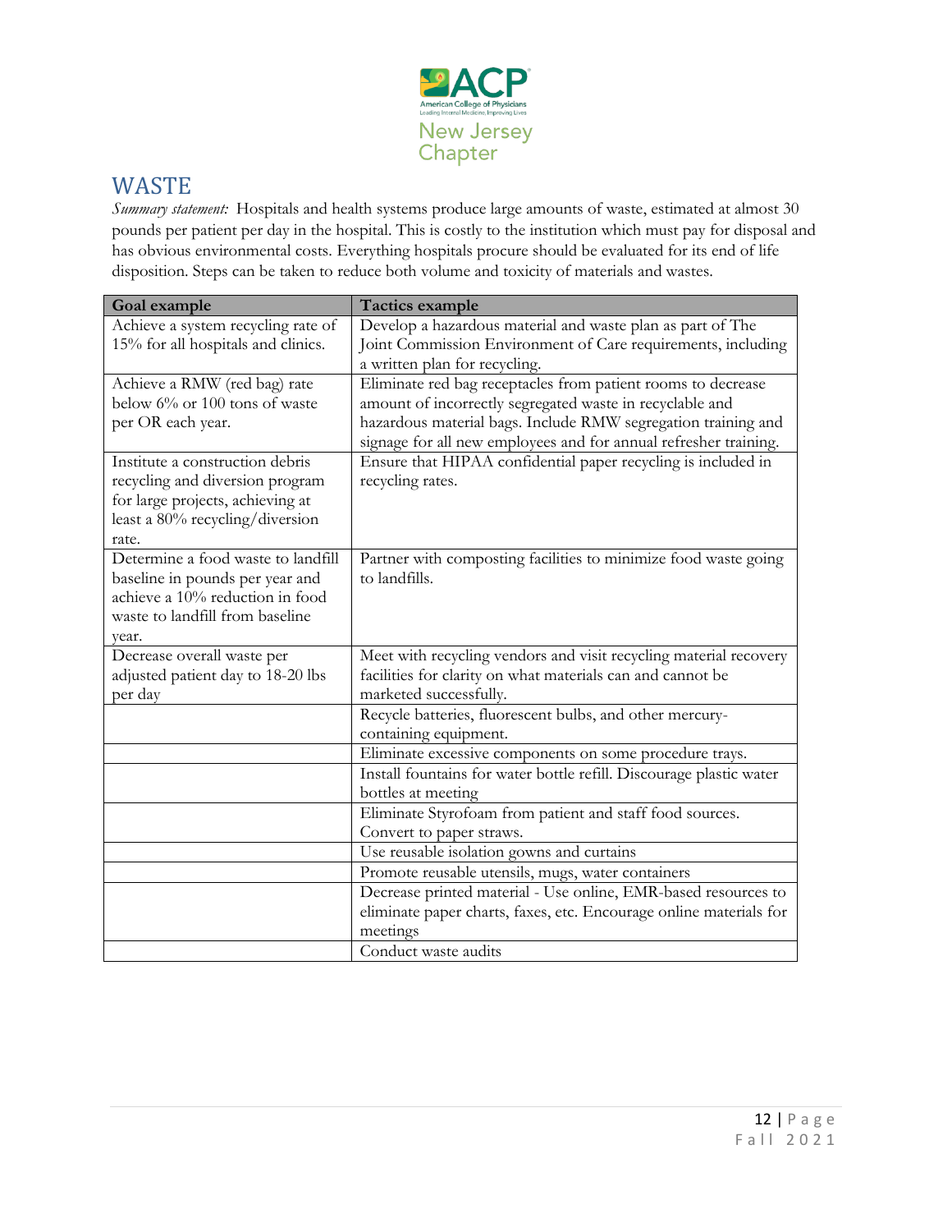# WASTE

*Summary statement:* Hospitals and health systems produce large amounts of waste, estimated at almost 30 pounds per patient per day in the hospital. This is costly to the institution which must pay for disposal and has obvious environmental costs. Everything hospitals procure should be evaluated for its end of life disposition. Steps can be taken to reduce both volume and toxicity of materials and wastes.

| Goal example | Tactics example |
|---|---|
| Achieve a system recycling rate of 15% for all hospitals and clinics. | Develop a hazardous material and waste plan as part of The Joint Commission Environment of Care requirements, including a written plan for recycling. |
| Achieve a RMW (red bag) rate below 6% or 100 tons of waste per OR each year. | Eliminate red bag receptacles from patient rooms to decrease amount of incorrectly segregated waste in recyclable and hazardous material bags. Include RMW segregation training and signage for all new employees and for annual refresher training. |
| Institute a construction debris recycling and diversion program for large projects, achieving at least a 80% recycling/diversion rate. | Ensure that HIPAA confidential paper recycling is included in recycling rates. |
| Determine a food waste to landfill baseline in pounds per year and achieve a 10% reduction in food waste to landfill from baseline year. | Partner with composting facilities to minimize food waste going to landfills. |
| Decrease overall waste per adjusted patient day to 18-20 lbs per day | Meet with recycling vendors and visit recycling material recovery facilities for clarity on what materials can and cannot be marketed successfully. |
| | Recycle batteries, fluorescent bulbs, and other mercury-containing equipment. |
| | Eliminate excessive components on some procedure trays. |
| | Install fountains for water bottle refill. Discourage plastic water bottles at meeting |
| | Eliminate Styrofoam from patient and staff food sources. Convert to paper straws. |
| | Use reusable isolation gowns and curtains |
| | Promote reusable utensils, mugs, water containers |
| | Decrease printed material - Use online, EMR-based resources to eliminate paper charts, faxes, etc. Encourage online materials for meetings |
| | Conduct waste audits |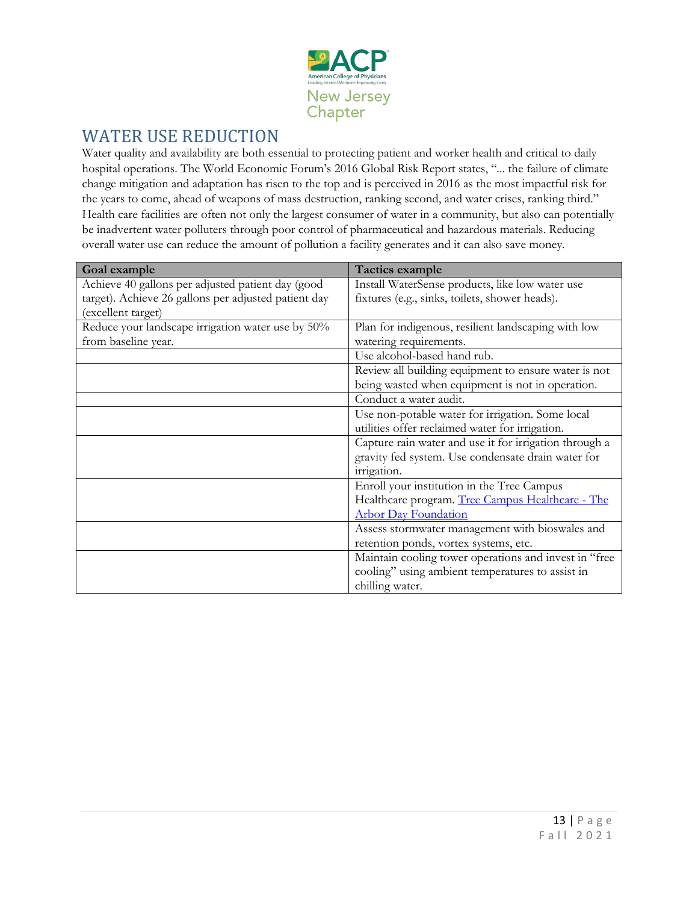## WATER USE REDUCTION

Water quality and availability are both essential to protecting patient and worker health and critical to daily hospital operations. The World Economic Forum's 2016 Global Risk Report states, "... the failure of climate change mitigation and adaptation has risen to the top and is perceived in 2016 as the most impactful risk for the years to come, ahead of weapons of mass destruction, ranking second, and water crises, ranking third." Health care facilities are often not only the largest consumer of water in a community, but also can potentially be inadvertent water polluters through poor control of pharmaceutical and hazardous materials. Reducing overall water use can reduce the amount of pollution a facility generates and it can also save money.

| Goal example | Tactics example |
| --- | --- |
| Achieve 40 gallons per adjusted patient day (good target). Achieve 26 gallons per adjusted patient day (excellent target) | Install WaterSense products, like low water use fixtures (e.g., sinks, toilets, shower heads). |
| Reduce your landscape irrigation water use by 50% from baseline year. | Plan for indigenous, resilient landscaping with low watering requirements. |
| | Use alcohol-based hand rub. |
| | Review all building equipment to ensure water is not being wasted when equipment is not in operation. |
| | Conduct a water audit. |
| | Use non-potable water for irrigation. Some local utilities offer reclaimed water for irrigation. |
| | Capture rain water and use it for irrigation through a gravity fed system. Use condensate drain water for irrigation. |
| | Enroll your institution in the Tree Campus Healthcare program. [Tree Campus Healthcare - The Arbor Day Foundation] |
| | Assess stormwater management with bioswales and retention ponds, vortex systems, etc. |
| | Maintain cooling tower operations and invest in "free cooling" using ambient temperatures to assist in chilling water. |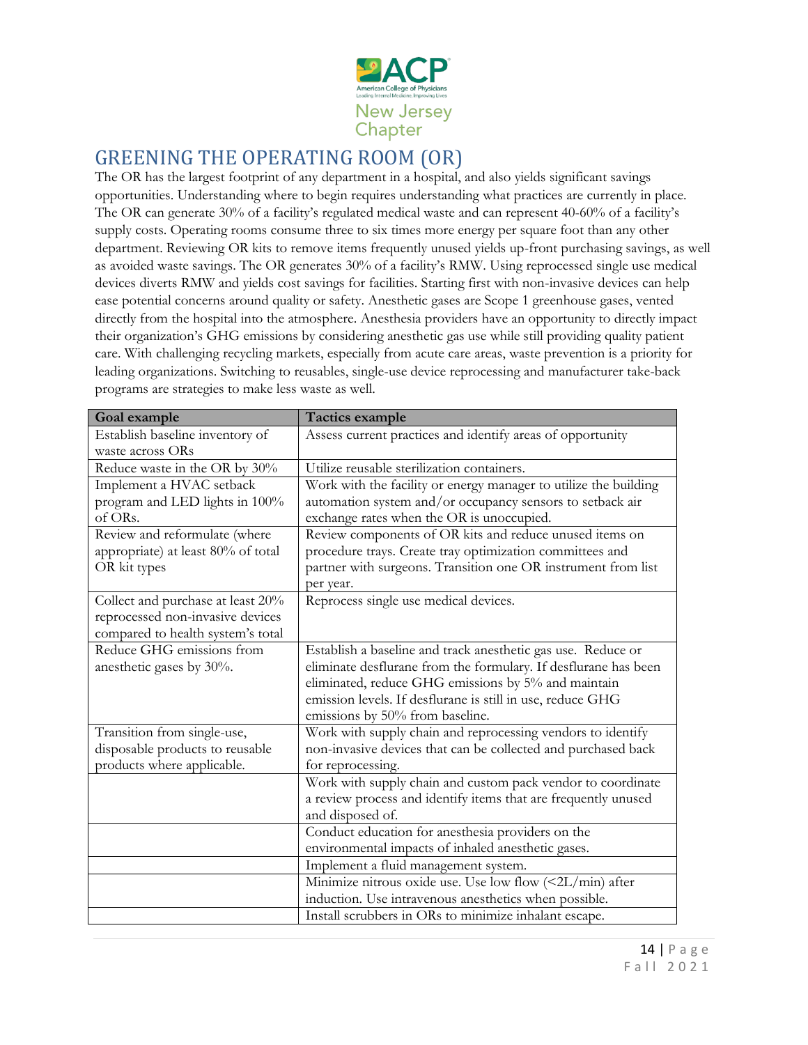## GREENING THE OPERATING ROOM (OR)

The OR has the largest footprint of any department in a hospital, and also yields significant savings opportunities. Understanding where to begin requires understanding what practices are currently in place. The OR can generate 30% of a facility's regulated medical waste and can represent 40-60% of a facility's supply costs. Operating rooms consume three to six times more energy per square foot than any other department. Reviewing OR kits to remove items frequently unused yields up-front purchasing savings, as well as avoided waste savings. The OR generates 30% of a facility's RMW. Using reprocessed single use medical devices diverts RMW and yields cost savings for facilities. Starting first with non-invasive devices can help ease potential concerns around quality or safety. Anesthetic gases are Scope 1 greenhouse gases, vented directly from the hospital into the atmosphere. Anesthesia providers have an opportunity to directly impact their organization's GHG emissions by considering anesthetic gas use while still providing quality patient care. With challenging recycling markets, especially from acute care areas, waste prevention is a priority for leading organizations. Switching to reusables, single-use device reprocessing and manufacturer take-back programs are strategies to make less waste as well.

| Goal example | Tactics example |
|---|---|
| Establish baseline inventory of waste across ORs | Assess current practices and identify areas of opportunity |
| Reduce waste in the OR by 30% | Utilize reusable sterilization containers. |
| Implement a HVAC setback program and LED lights in 100% of ORs. | Work with the facility or energy manager to utilize the building automation system and/or occupancy sensors to setback air exchange rates when the OR is unoccupied. |
| Review and reformulate (where appropriate) at least 80% of total OR kit types | Review components of OR kits and reduce unused items on procedure trays. Create tray optimization committees and partner with surgeons. Transition one OR instrument from list per year. |
| Collect and purchase at least 20% reprocessed non-invasive devices compared to health system's total | Reprocess single use medical devices. |
| Reduce GHG emissions from anesthetic gases by 30%. | Establish a baseline and track anesthetic gas use. Reduce or eliminate desflurane from the formulary. If desflurane has been eliminated, reduce GHG emissions by 5% and maintain emission levels. If desflurane is still in use, reduce GHG emissions by 50% from baseline. |
| Transition from single-use, disposable products to reusable products where applicable. | Work with supply chain and reprocessing vendors to identify non-invasive devices that can be collected and purchased back for reprocessing. |
| | Work with supply chain and custom pack vendor to coordinate a review process and identify items that are frequently unused and disposed of. |
| | Conduct education for anesthesia providers on the environmental impacts of inhaled anesthetic gases. |
| | Implement a fluid management system. |
| | Minimize nitrous oxide use. Use low flow (<2L/min) after induction. Use intravenous anesthetics when possible. |
| | Install scrubbers in ORs to minimize inhalant escape. |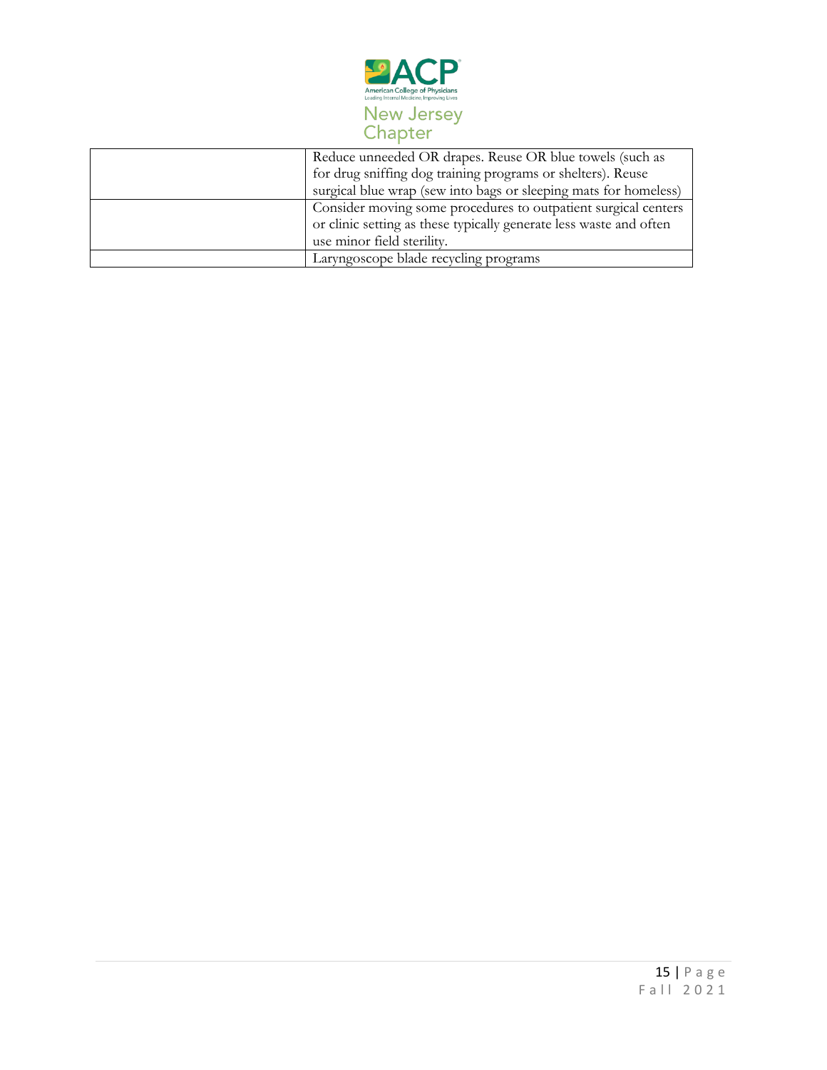| | |
|---|---|
| | Reduce unneeded OR drapes. Reuse OR blue towels (such as for drug sniffing dog training programs or shelters). Reuse surgical blue wrap (sew into bags or sleeping mats for homeless) |
| | Consider moving some procedures to outpatient surgical centers or clinic setting as these typically generate less waste and often use minor field sterility. |
| | Laryngoscope blade recycling programs |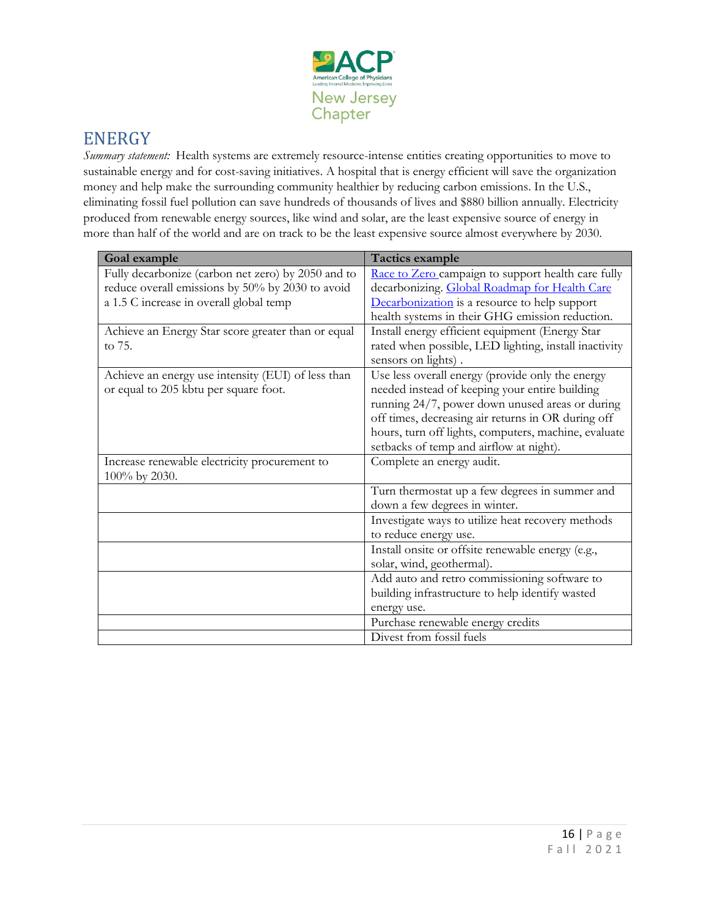## ENERGY

*Summary statement:* Health systems are extremely resource-intense entities creating opportunities to move to sustainable energy and for cost-saving initiatives. A hospital that is energy efficient will save the organization money and help make the surrounding community healthier by reducing carbon emissions. In the U.S., eliminating fossil fuel pollution can save hundreds of thousands of lives and $880 billion annually. Electricity produced from renewable energy sources, like wind and solar, are the least expensive source of energy in more than half of the world and are on track to be the least expensive source almost everywhere by 2030.

| Goal example | Tactics example |
|---|---|
| Fully decarbonize (carbon net zero) by 2050 and to reduce overall emissions by 50% by 2030 to avoid a 1.5 C increase in overall global temp | Race to Zero campaign to support health care fully decarbonizing. Global Roadmap for Health Care Decarbonization is a resource to help support health systems in their GHG emission reduction. |
| Achieve an Energy Star score greater than or equal to 75. | Install energy efficient equipment (Energy Star rated when possible, LED lighting, install inactivity sensors on lights) . |
| Achieve an energy use intensity (EUI) of less than or equal to 205 kbtu per square foot. | Use less overall energy (provide only the energy needed instead of keeping your entire building running 24/7, power down unused areas or during off times, decreasing air returns in OR during off hours, turn off lights, computers, machine, evaluate setbacks of temp and airflow at night). |
| Increase renewable electricity procurement to 100% by 2030. | Complete an energy audit. |
| | Turn thermostat up a few degrees in summer and down a few degrees in winter. |
| | Investigate ways to utilize heat recovery methods to reduce energy use. |
| | Install onsite or offsite renewable energy (e.g., solar, wind, geothermal). |
| | Add auto and retro commissioning software to building infrastructure to help identify wasted energy use. |
| | Purchase renewable energy credits |
| | Divest from fossil fuels |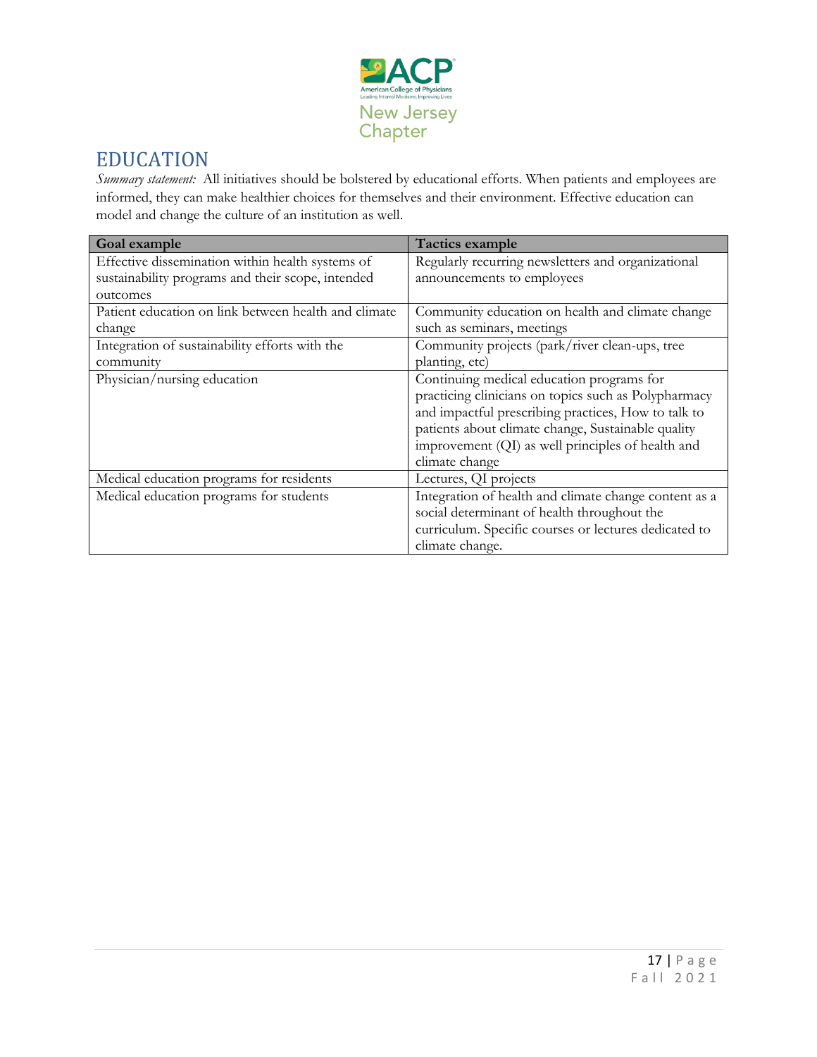## EDUCATION

*Summary statement:* All initiatives should be bolstered by educational efforts. When patients and employees are informed, they can make healthier choices for themselves and their environment. Effective education can model and change the culture of an institution as well.

| Goal example | Tactics example |
|---|---|
| Effective dissemination within health systems of sustainability programs and their scope, intended outcomes | Regularly recurring newsletters and organizational announcements to employees |
| Patient education on link between health and climate change | Community education on health and climate change such as seminars, meetings |
| Integration of sustainability efforts with the community | Community projects (park/river clean-ups, tree planting, etc) |
| Physician/nursing education | Continuing medical education programs for practicing clinicians on topics such as Polypharmacy and impactful prescribing practices, How to talk to patients about climate change, Sustainable quality improvement (QI) as well principles of health and climate change |
| Medical education programs for residents | Lectures, QI projects |
| Medical education programs for students | Integration of health and climate change content as a social determinant of health throughout the curriculum. Specific courses or lectures dedicated to climate change. |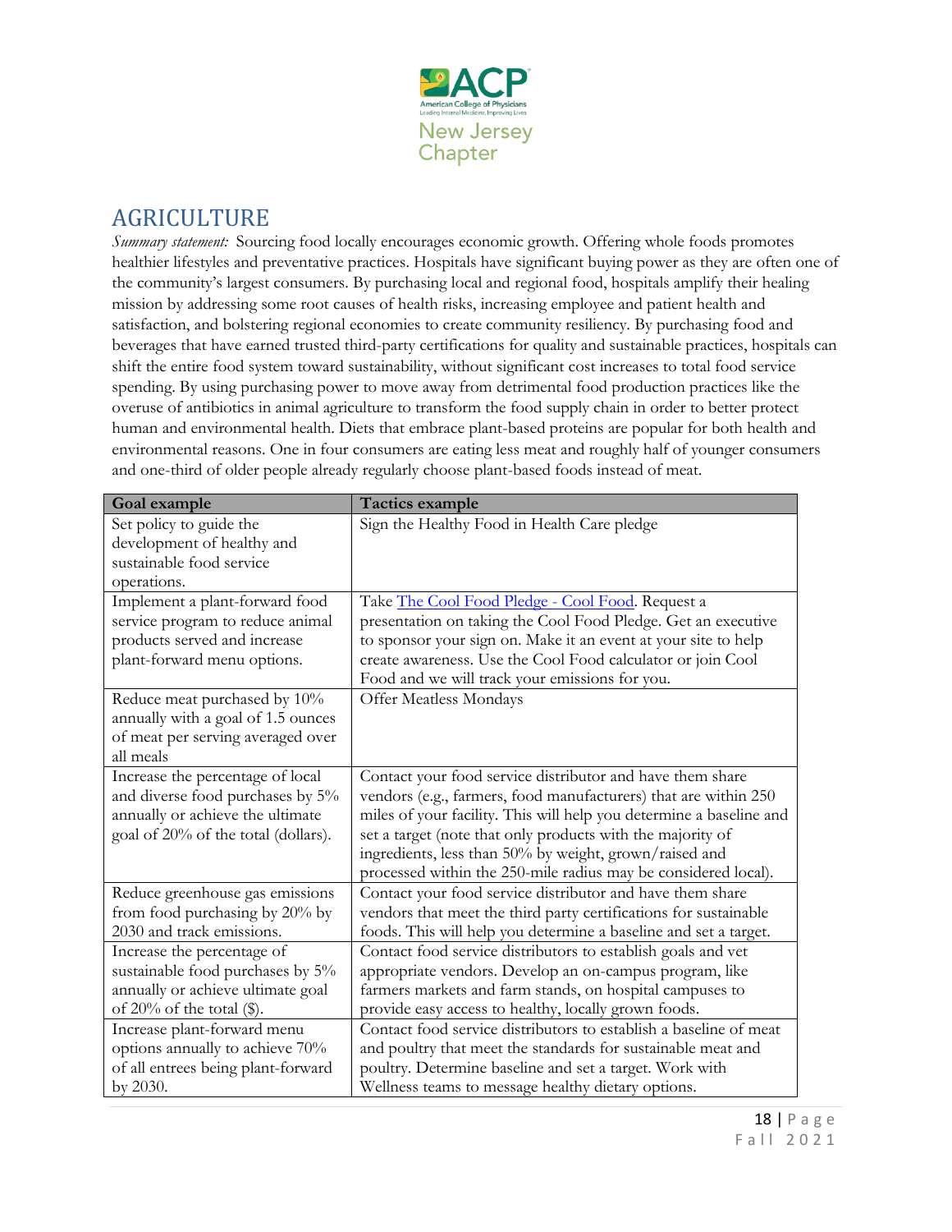## AGRICULTURE

*Summary statement:* Sourcing food locally encourages economic growth. Offering whole foods promotes healthier lifestyles and preventative practices. Hospitals have significant buying power as they are often one of the community's largest consumers. By purchasing local and regional food, hospitals amplify their healing mission by addressing some root causes of health risks, increasing employee and patient health and satisfaction, and bolstering regional economies to create community resiliency. By purchasing food and beverages that have earned trusted third-party certifications for quality and sustainable practices, hospitals can shift the entire food system toward sustainability, without significant cost increases to total food service spending. By using purchasing power to move away from detrimental food production practices like the overuse of antibiotics in animal agriculture to transform the food supply chain in order to better protect human and environmental health. Diets that embrace plant-based proteins are popular for both health and environmental reasons. One in four consumers are eating less meat and roughly half of younger consumers and one-third of older people already regularly choose plant-based foods instead of meat.

| Goal example | Tactics example |
|---|---|
| Set policy to guide the development of healthy and sustainable food service operations. | Sign the Healthy Food in Health Care pledge |
| Implement a plant-forward food service program to reduce animal products served and increase plant-forward menu options. | Take The Cool Food Pledge - Cool Food. Request a presentation on taking the Cool Food Pledge. Get an executive to sponsor your sign on. Make it an event at your site to help create awareness. Use the Cool Food calculator or join Cool Food and we will track your emissions for you. |
| Reduce meat purchased by 10% annually with a goal of 1.5 ounces of meat per serving averaged over all meals | Offer Meatless Mondays |
| Increase the percentage of local and diverse food purchases by 5% annually or achieve the ultimate goal of 20% of the total (dollars). | Contact your food service distributor and have them share vendors (e.g., farmers, food manufacturers) that are within 250 miles of your facility. This will help you determine a baseline and set a target (note that only products with the majority of ingredients, less than 50% by weight, grown/raised and processed within the 250-mile radius may be considered local). |
| Reduce greenhouse gas emissions from food purchasing by 20% by 2030 and track emissions. | Contact your food service distributor and have them share vendors that meet the third party certifications for sustainable foods. This will help you determine a baseline and set a target. |
| Increase the percentage of sustainable food purchases by 5% annually or achieve ultimate goal of 20% of the total ($). | Contact food service distributors to establish goals and vet appropriate vendors. Develop an on-campus program, like farmers markets and farm stands, on hospital campuses to provide easy access to healthy, locally grown foods. |
| Increase plant-forward menu options annually to achieve 70% of all entrees being plant-forward by 2030. | Contact food service distributors to establish a baseline of meat and poultry that meet the standards for sustainable meat and poultry. Determine baseline and set a target. Work with Wellness teams to message healthy dietary options. |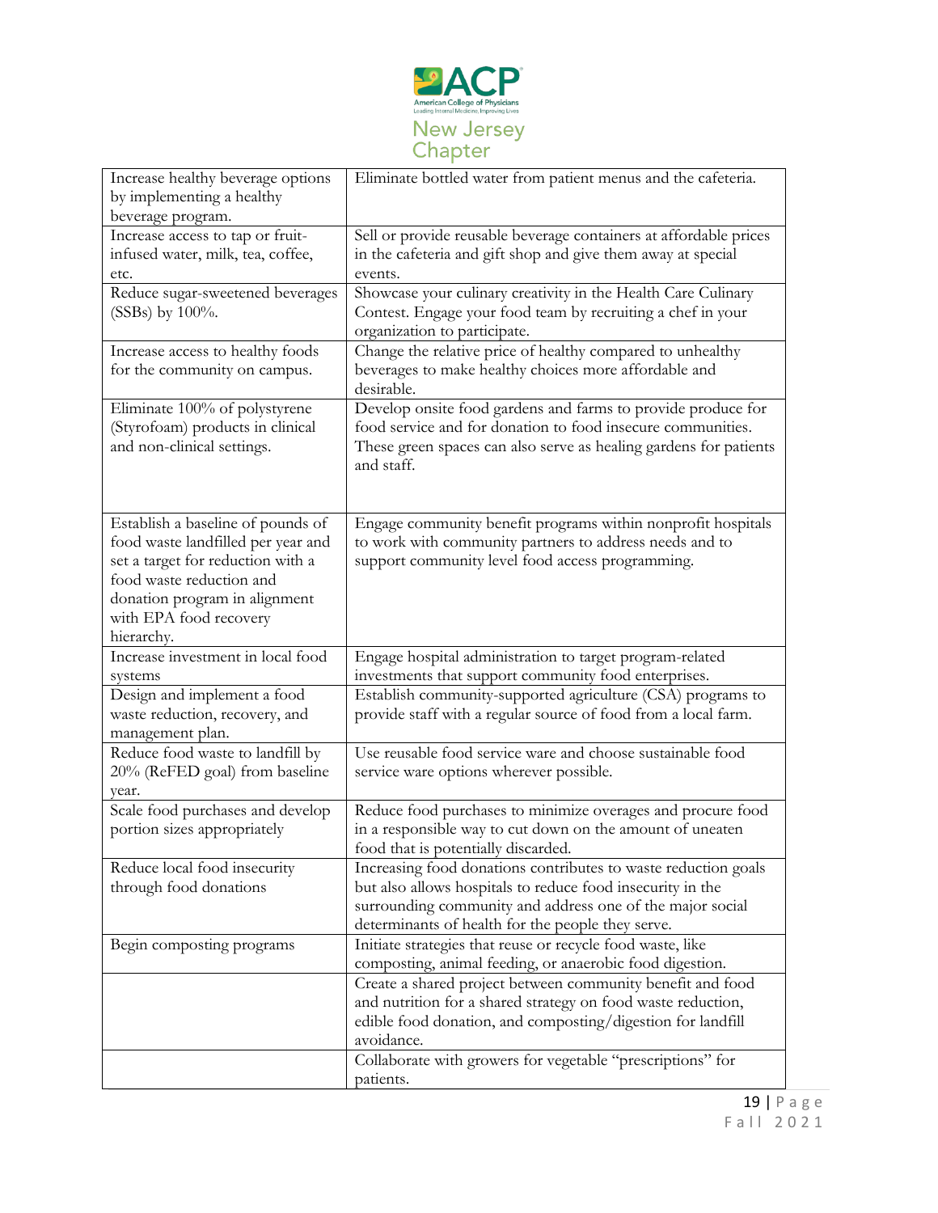| Increase healthy beverage options by implementing a healthy beverage program. | Eliminate bottled water from patient menus and the cafeteria. |
|---|---|
| Increase access to tap or fruit-infused water, milk, tea, coffee, etc. | Sell or provide reusable beverage containers at affordable prices in the cafeteria and gift shop and give them away at special events. |
| Reduce sugar-sweetened beverages (SSBs) by 100%. | Showcase your culinary creativity in the Health Care Culinary Contest. Engage your food team by recruiting a chef in your organization to participate. |
| Increase access to healthy foods for the community on campus. | Change the relative price of healthy compared to unhealthy beverages to make healthy choices more affordable and desirable. |
| Eliminate 100% of polystyrene (Styrofoam) products in clinical and non-clinical settings. | Develop onsite food gardens and farms to provide produce for food service and for donation to food insecure communities. These green spaces can also serve as healing gardens for patients and staff. |
| Establish a baseline of pounds of food waste landfilled per year and set a target for reduction with a food waste reduction and donation program in alignment with EPA food recovery hierarchy. | Engage community benefit programs within nonprofit hospitals to work with community partners to address needs and to support community level food access programming. |
| Increase investment in local food systems | Engage hospital administration to target program-related investments that support community food enterprises. |
| Design and implement a food waste reduction, recovery, and management plan. | Establish community-supported agriculture (CSA) programs to provide staff with a regular source of food from a local farm. |
| Reduce food waste to landfill by 20% (ReFED goal) from baseline year. | Use reusable food service ware and choose sustainable food service ware options wherever possible. |
| Scale food purchases and develop portion sizes appropriately | Reduce food purchases to minimize overages and procure food in a responsible way to cut down on the amount of uneaten food that is potentially discarded. |
| Reduce local food insecurity through food donations | Increasing food donations contributes to waste reduction goals but also allows hospitals to reduce food insecurity in the surrounding community and address one of the major social determinants of health for the people they serve. |
| Begin composting programs | Initiate strategies that reuse or recycle food waste, like composting, animal feeding, or anaerobic food digestion. |
| | Create a shared project between community benefit and food and nutrition for a shared strategy on food waste reduction, edible food donation, and composting/digestion for landfill avoidance. |
| | Collaborate with growers for vegetable "prescriptions" for patients. |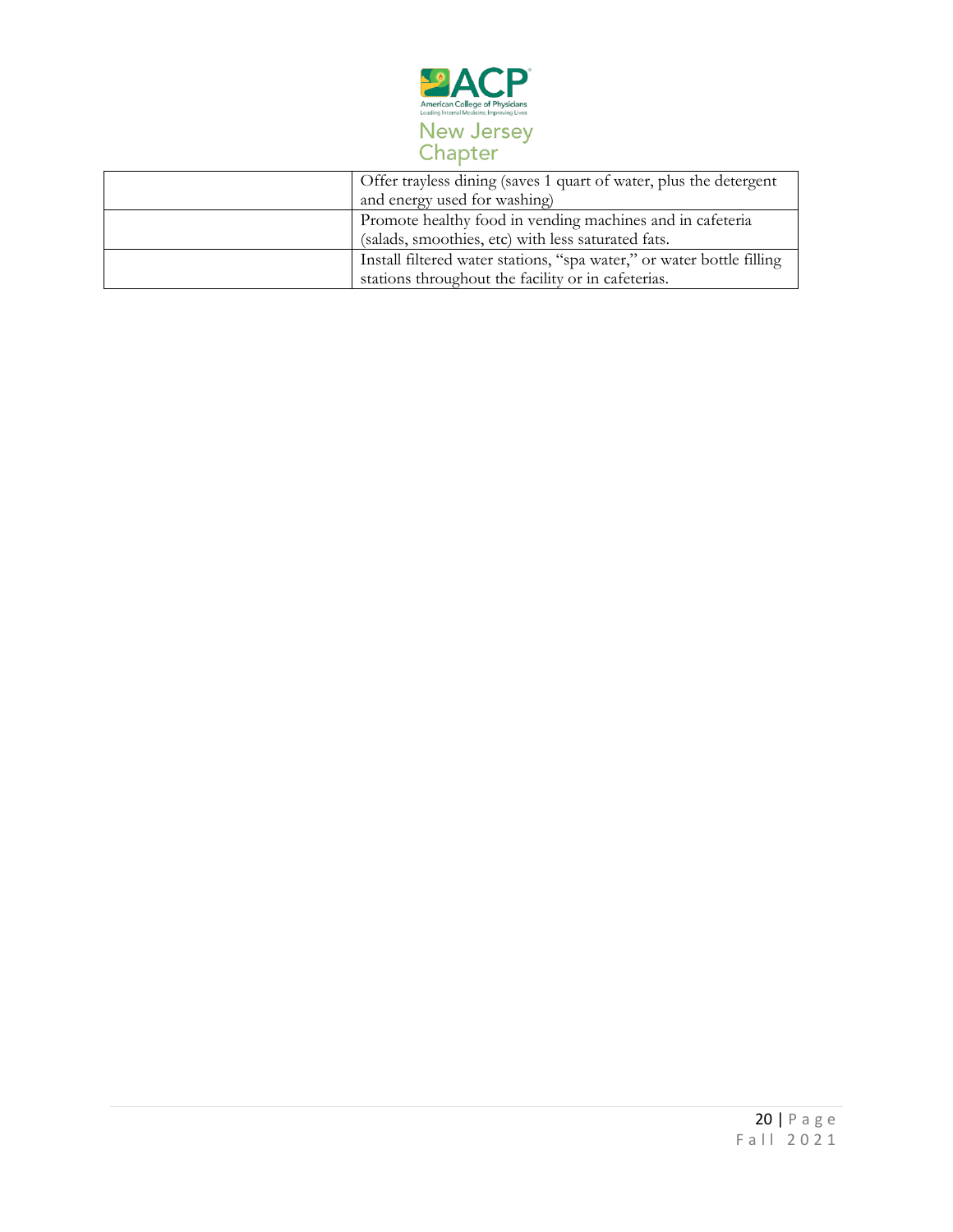| | |
|---|---|
| | Offer trayless dining (saves 1 quart of water, plus the detergent and energy used for washing) |
| | Promote healthy food in vending machines and in cafeteria (salads, smoothies, etc) with less saturated fats. |
| | Install filtered water stations, "spa water," or water bottle filling stations throughout the facility or in cafeterias. |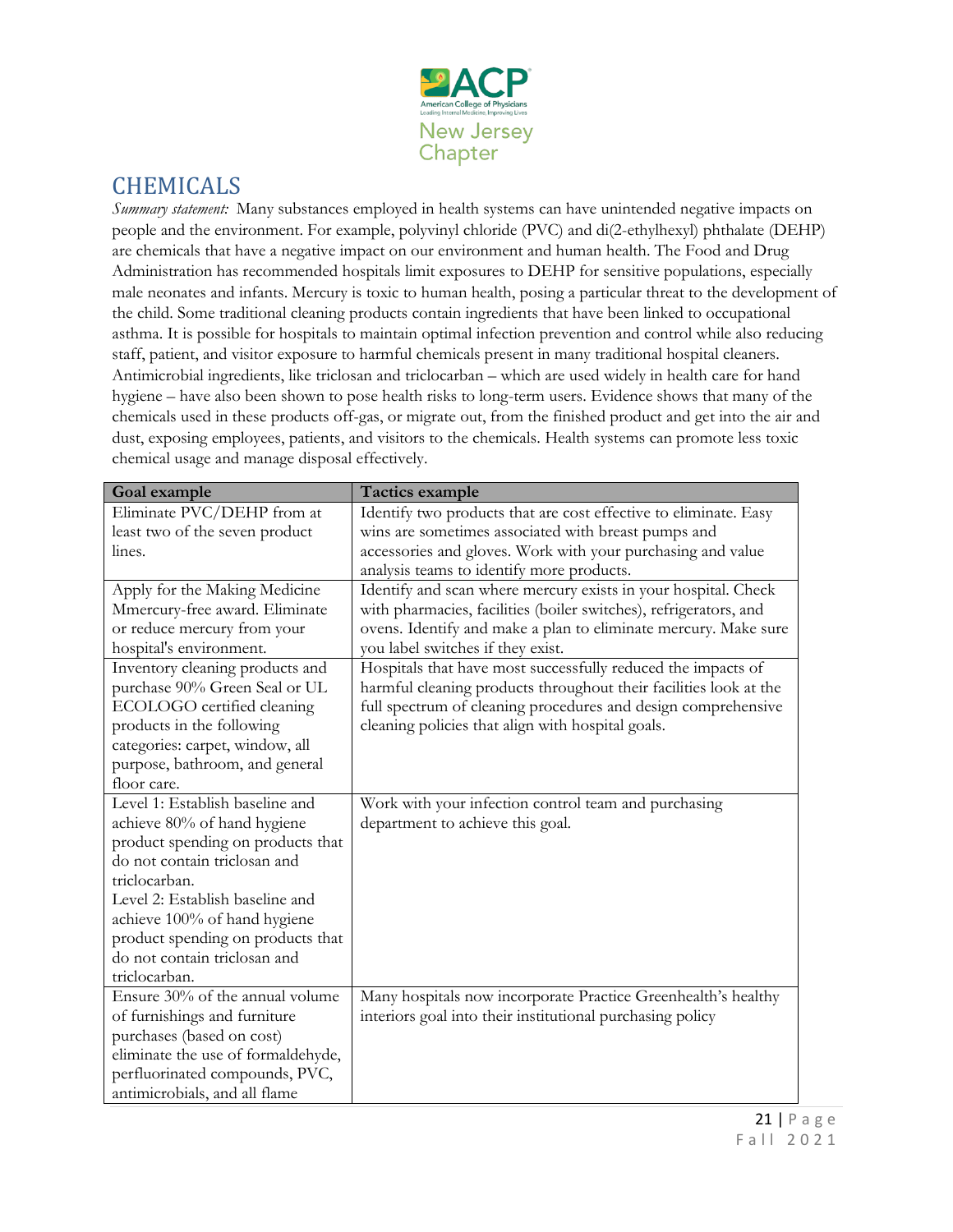## CHEMICALS

*Summary statement:* Many substances employed in health systems can have unintended negative impacts on people and the environment. For example, polyvinyl chloride (PVC) and di(2-ethylhexyl) phthalate (DEHP) are chemicals that have a negative impact on our environment and human health. The Food and Drug Administration has recommended hospitals limit exposures to DEHP for sensitive populations, especially male neonates and infants. Mercury is toxic to human health, posing a particular threat to the development of the child. Some traditional cleaning products contain ingredients that have been linked to occupational asthma. It is possible for hospitals to maintain optimal infection prevention and control while also reducing staff, patient, and visitor exposure to harmful chemicals present in many traditional hospital cleaners. Antimicrobial ingredients, like triclosan and triclocarban – which are used widely in health care for hand hygiene – have also been shown to pose health risks to long-term users. Evidence shows that many of the chemicals used in these products off-gas, or migrate out, from the finished product and get into the air and dust, exposing employees, patients, and visitors to the chemicals. Health systems can promote less toxic chemical usage and manage disposal effectively.

| Goal example | Tactics example |
|---|---|
| Eliminate PVC/DEHP from at least two of the seven product lines. | Identify two products that are cost effective to eliminate. Easy wins are sometimes associated with breast pumps and accessories and gloves. Work with your purchasing and value analysis teams to identify more products. |
| Apply for the Making Medicine Mmercury-free award. Eliminate or reduce mercury from your hospital's environment. | Identify and scan where mercury exists in your hospital. Check with pharmacies, facilities (boiler switches), refrigerators, and ovens. Identify and make a plan to eliminate mercury. Make sure you label switches if they exist. |
| Inventory cleaning products and purchase 90% Green Seal or UL ECOLOGO certified cleaning products in the following categories: carpet, window, all purpose, bathroom, and general floor care. | Hospitals that have most successfully reduced the impacts of harmful cleaning products throughout their facilities look at the full spectrum of cleaning procedures and design comprehensive cleaning policies that align with hospital goals. |
| Level 1: Establish baseline and achieve 80% of hand hygiene product spending on products that do not contain triclosan and triclocarban.<br>Level 2: Establish baseline and achieve 100% of hand hygiene product spending on products that do not contain triclosan and triclocarban. | Work with your infection control team and purchasing department to achieve this goal. |
| Ensure 30% of the annual volume of furnishings and furniture purchases (based on cost) eliminate the use of formaldehyde, perfluorinated compounds, PVC, antimicrobials, and all flame | Many hospitals now incorporate Practice Greenhealth's healthy interiors goal into their institutional purchasing policy |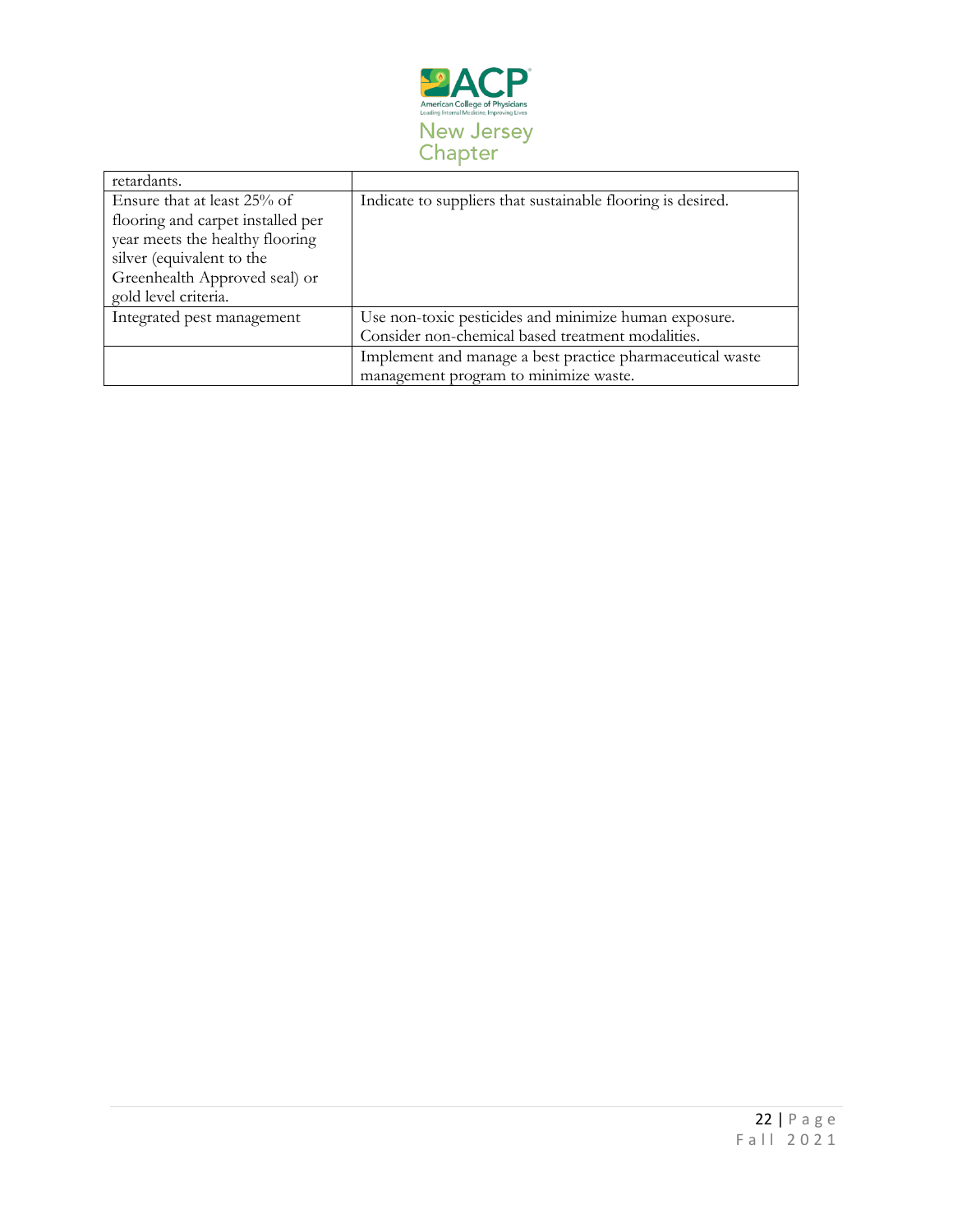| | |
|---|---|
| retardants. | |
| Ensure that at least 25% of flooring and carpet installed per year meets the healthy flooring silver (equivalent to the Greenhealth Approved seal) or gold level criteria. | Indicate to suppliers that sustainable flooring is desired. |
| Integrated pest management | Use non-toxic pesticides and minimize human exposure. Consider non-chemical based treatment modalities. |
| | Implement and manage a best practice pharmaceutical waste management program to minimize waste. |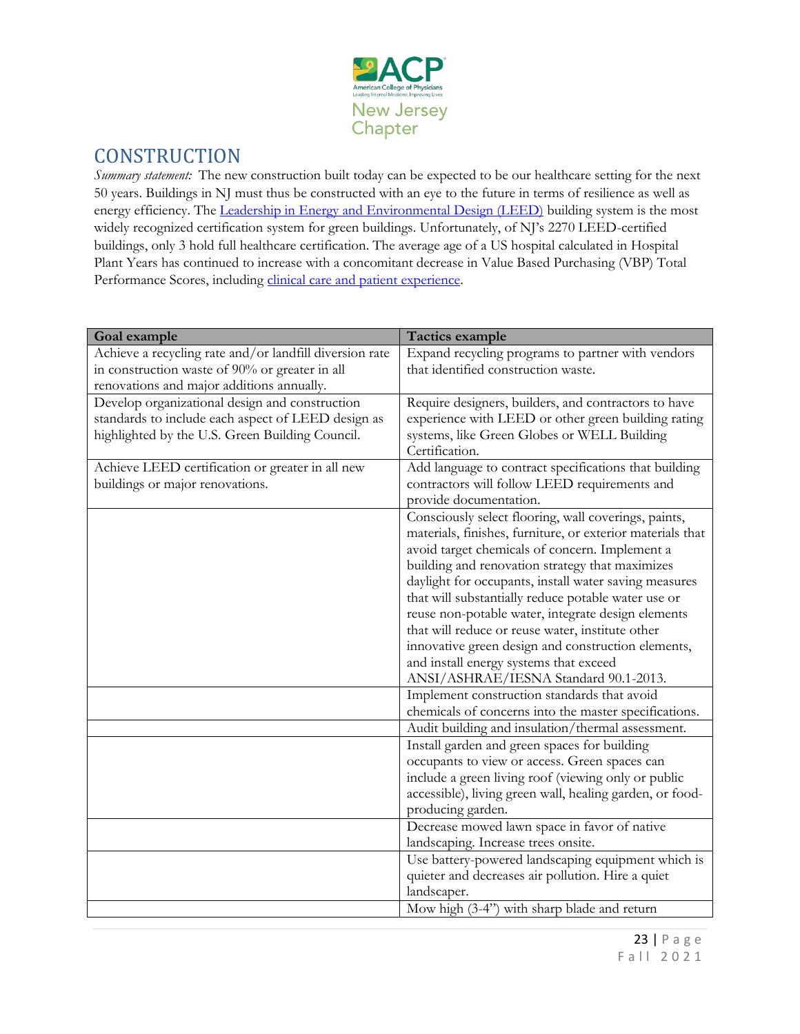## CONSTRUCTION

*Summary statement:* The new construction built today can be expected to be our healthcare setting for the next 50 years. Buildings in NJ must thus be constructed with an eye to the future in terms of resilience as well as energy efficiency. The [Leadership in Energy and Environmental Design (LEED)]() building system is the most widely recognized certification system for green buildings. Unfortunately, of NJ's 2270 LEED-certified buildings, only 3 hold full healthcare certification. The average age of a US hospital calculated in Hospital Plant Years has continued to increase with a concomitant decrease in Value Based Purchasing (VBP) Total Performance Scores, including [clinical care and patient experience]().

| Goal example | Tactics example |
| --- | --- |
| Achieve a recycling rate and/or landfill diversion rate in construction waste of 90% or greater in all renovations and major additions annually. | Expand recycling programs to partner with vendors that identified construction waste. |
| Develop organizational design and construction standards to include each aspect of LEED design as highlighted by the U.S. Green Building Council. | Require designers, builders, and contractors to have experience with LEED or other green building rating systems, like Green Globes or WELL Building Certification. |
| Achieve LEED certification or greater in all new buildings or major renovations. | Add language to contract specifications that building contractors will follow LEED requirements and provide documentation. |
| | Consciously select flooring, wall coverings, paints, materials, finishes, furniture, or exterior materials that avoid target chemicals of concern. Implement a building and renovation strategy that maximizes daylight for occupants, install water saving measures that will substantially reduce potable water use or reuse non-potable water, integrate design elements that will reduce or reuse water, institute other innovative green design and construction elements, and install energy systems that exceed ANSI/ASHRAE/IESNA Standard 90.1-2013. |
| | Implement construction standards that avoid chemicals of concerns into the master specifications. |
| | Audit building and insulation/thermal assessment. |
| | Install garden and green spaces for building occupants to view or access. Green spaces can include a green living roof (viewing only or public accessible), living green wall, healing garden, or food-producing garden. |
| | Decrease mowed lawn space in favor of native landscaping. Increase trees onsite. |
| | Use battery-powered landscaping equipment which is quieter and decreases air pollution. Hire a quiet landscaper. |
| | Mow high (3-4") with sharp blade and return |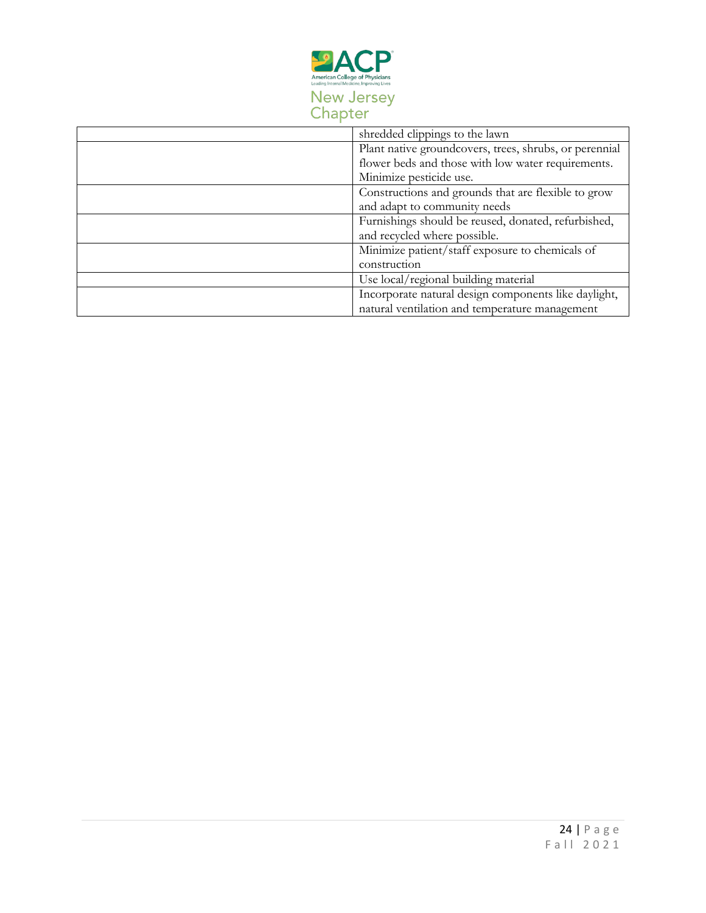| | |
|---|---|
| | shredded clippings to the lawn |
| | Plant native groundcovers, trees, shrubs, or perennial flower beds and those with low water requirements. Minimize pesticide use. |
| | Constructions and grounds that are flexible to grow and adapt to community needs |
| | Furnishings should be reused, donated, refurbished, and recycled where possible. |
| | Minimize patient/staff exposure to chemicals of construction |
| | Use local/regional building material |
| | Incorporate natural design components like daylight, natural ventilation and temperature management |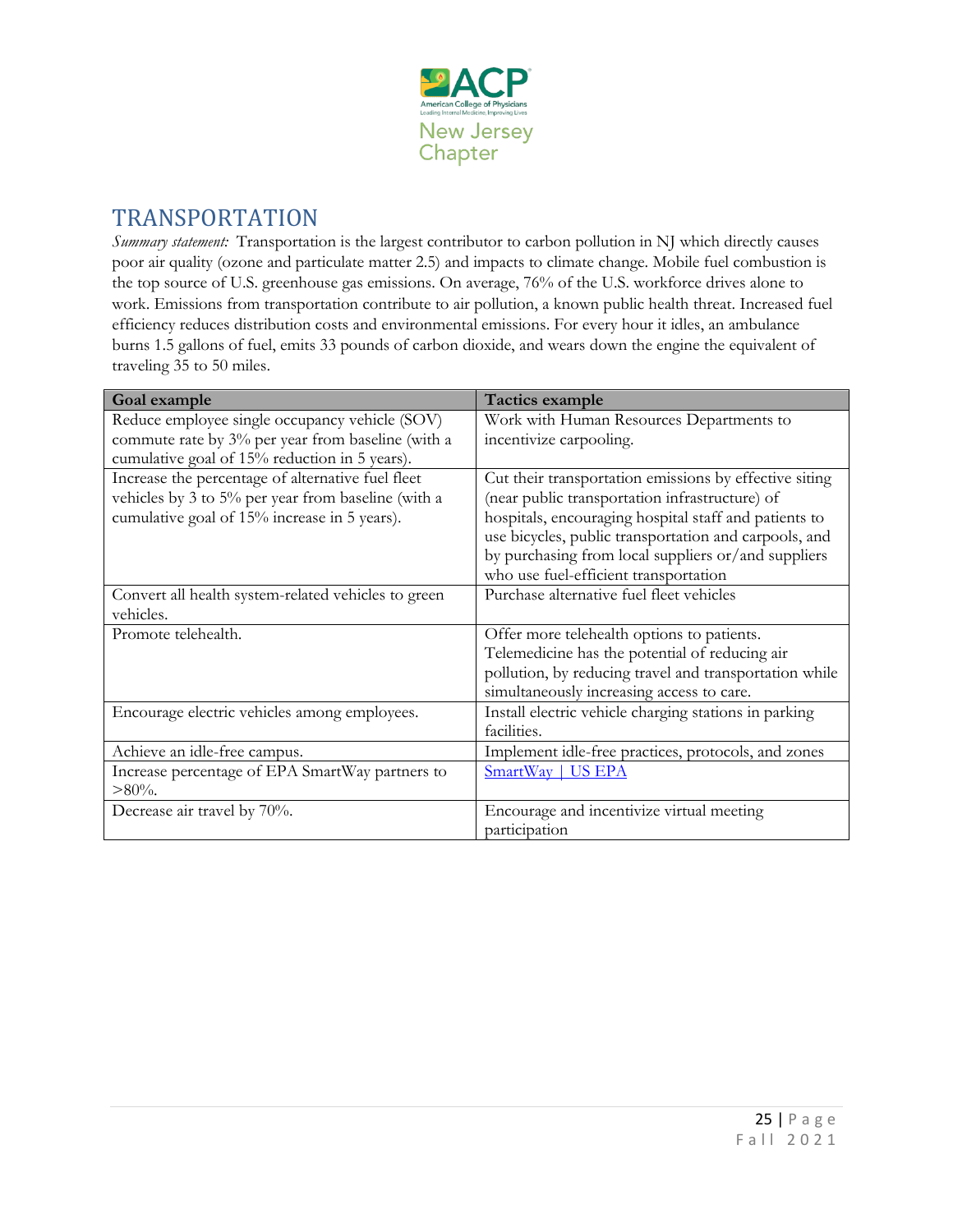## TRANSPORTATION

*Summary statement:* Transportation is the largest contributor to carbon pollution in NJ which directly causes poor air quality (ozone and particulate matter 2.5) and impacts to climate change. Mobile fuel combustion is the top source of U.S. greenhouse gas emissions. On average, 76% of the U.S. workforce drives alone to work. Emissions from transportation contribute to air pollution, a known public health threat. Increased fuel efficiency reduces distribution costs and environmental emissions. For every hour it idles, an ambulance burns 1.5 gallons of fuel, emits 33 pounds of carbon dioxide, and wears down the engine the equivalent of traveling 35 to 50 miles.

| Goal example | Tactics example |
| --- | --- |
| Reduce employee single occupancy vehicle (SOV) commute rate by 3% per year from baseline (with a cumulative goal of 15% reduction in 5 years). | Work with Human Resources Departments to incentivize carpooling. |
| Increase the percentage of alternative fuel fleet vehicles by 3 to 5% per year from baseline (with a cumulative goal of 15% increase in 5 years). | Cut their transportation emissions by effective siting (near public transportation infrastructure) of hospitals, encouraging hospital staff and patients to use bicycles, public transportation and carpools, and by purchasing from local suppliers or/and suppliers who use fuel-efficient transportation |
| Convert all health system-related vehicles to green vehicles. | Purchase alternative fuel fleet vehicles |
| Promote telehealth. | Offer more telehealth options to patients. Telemedicine has the potential of reducing air pollution, by reducing travel and transportation while simultaneously increasing access to care. |
| Encourage electric vehicles among employees. | Install electric vehicle charging stations in parking facilities. |
| Achieve an idle-free campus. | Implement idle-free practices, protocols, and zones |
| Increase percentage of EPA SmartWay partners to >80%. | SmartWay \| US EPA |
| Decrease air travel by 70%. | Encourage and incentivize virtual meeting participation |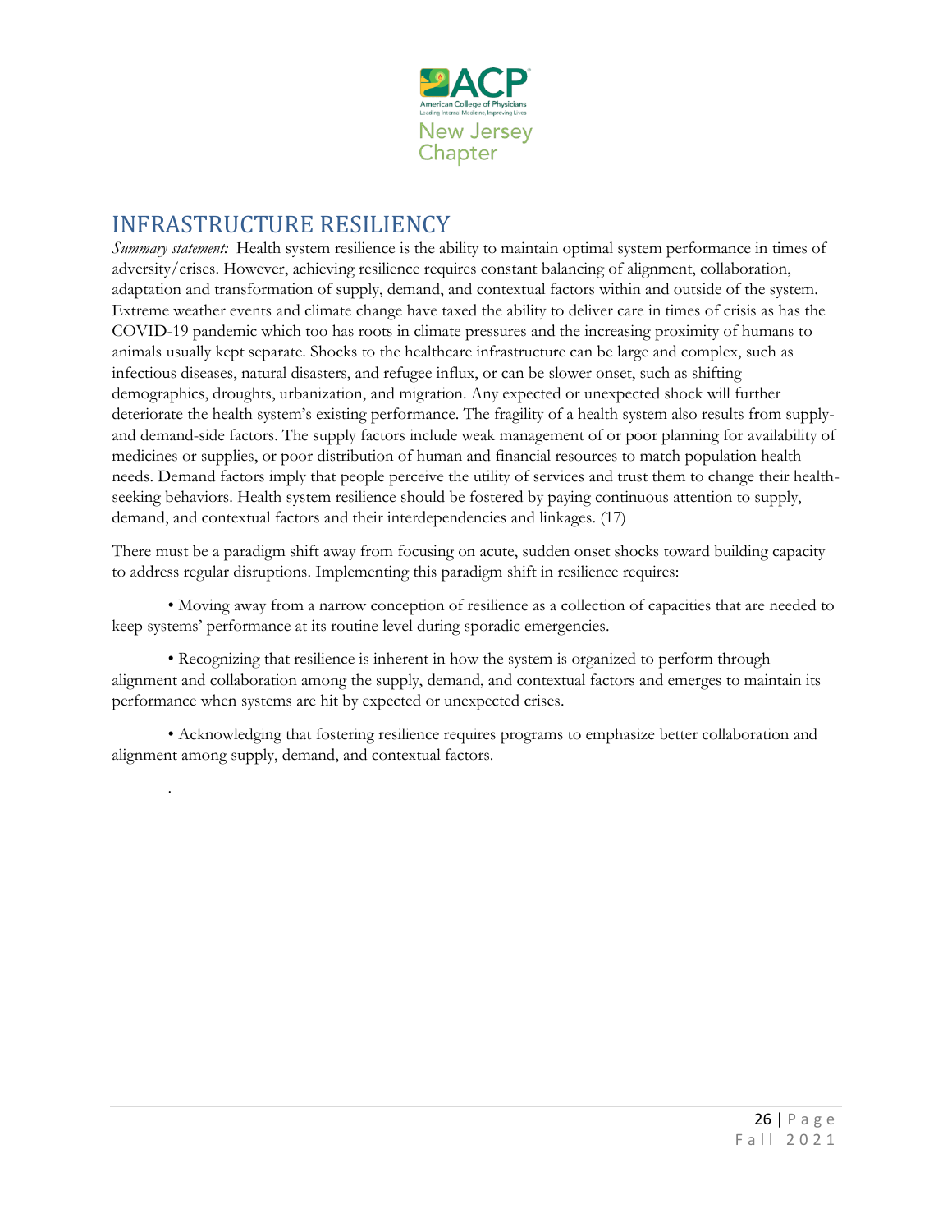## INFRASTRUCTURE RESILIENCY

*Summary statement:* Health system resilience is the ability to maintain optimal system performance in times of adversity/crises. However, achieving resilience requires constant balancing of alignment, collaboration, adaptation and transformation of supply, demand, and contextual factors within and outside of the system. Extreme weather events and climate change have taxed the ability to deliver care in times of crisis as has the COVID-19 pandemic which too has roots in climate pressures and the increasing proximity of humans to animals usually kept separate. Shocks to the healthcare infrastructure can be large and complex, such as infectious diseases, natural disasters, and refugee influx, or can be slower onset, such as shifting demographics, droughts, urbanization, and migration. Any expected or unexpected shock will further deteriorate the health system's existing performance. The fragility of a health system also results from supply- and demand-side factors. The supply factors include weak management of or poor planning for availability of medicines or supplies, or poor distribution of human and financial resources to match population health needs. Demand factors imply that people perceive the utility of services and trust them to change their health-seeking behaviors. Health system resilience should be fostered by paying continuous attention to supply, demand, and contextual factors and their interdependencies and linkages. (17)

There must be a paradigm shift away from focusing on acute, sudden onset shocks toward building capacity to address regular disruptions. Implementing this paradigm shift in resilience requires:

- Moving away from a narrow conception of resilience as a collection of capacities that are needed to keep systems' performance at its routine level during sporadic emergencies.
- Recognizing that resilience is inherent in how the system is organized to perform through alignment and collaboration among the supply, demand, and contextual factors and emerges to maintain its performance when systems are hit by expected or unexpected crises.
- Acknowledging that fostering resilience requires programs to emphasize better collaboration and alignment among supply, demand, and contextual factors.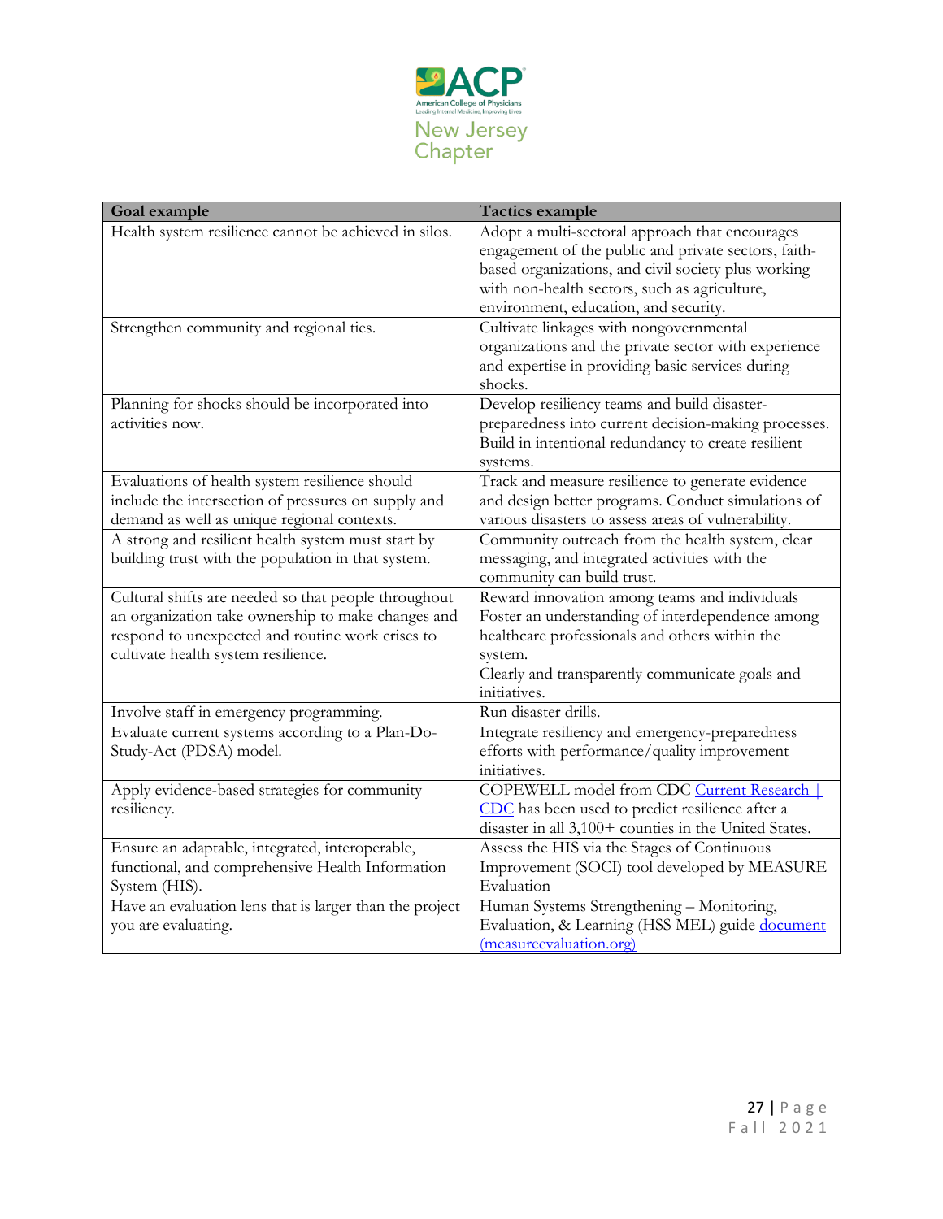| Goal example | Tactics example |
|---|---|
| Health system resilience cannot be achieved in silos. | Adopt a multi-sectoral approach that encourages engagement of the public and private sectors, faith-based organizations, and civil society plus working with non-health sectors, such as agriculture, environment, education, and security. |
| Strengthen community and regional ties. | Cultivate linkages with nongovernmental organizations and the private sector with experience and expertise in providing basic services during shocks. |
| Planning for shocks should be incorporated into activities now. | Develop resiliency teams and build disaster-preparedness into current decision-making processes. Build in intentional redundancy to create resilient systems. |
| Evaluations of health system resilience should include the intersection of pressures on supply and demand as well as unique regional contexts. | Track and measure resilience to generate evidence and design better programs. Conduct simulations of various disasters to assess areas of vulnerability. |
| A strong and resilient health system must start by building trust with the population in that system. | Community outreach from the health system, clear messaging, and integrated activities with the community can build trust. |
| Cultural shifts are needed so that people throughout an organization take ownership to make changes and respond to unexpected and routine work crises to cultivate health system resilience. | Reward innovation among teams and individuals<br>Foster an understanding of interdependence among healthcare professionals and others within the system.<br>Clearly and transparently communicate goals and initiatives. |
| Involve staff in emergency programming. | Run disaster drills. |
| Evaluate current systems according to a Plan-Do-Study-Act (PDSA) model. | Integrate resiliency and emergency-preparedness efforts with performance/quality improvement initiatives. |
| Apply evidence-based strategies for community resiliency. | COPEWELL model from CDC Current Research \| CDC has been used to predict resilience after a disaster in all 3,100+ counties in the United States. |
| Ensure an adaptable, integrated, interoperable, functional, and comprehensive Health Information System (HIS). | Assess the HIS via the Stages of Continuous Improvement (SOCI) tool developed by MEASURE Evaluation |
| Have an evaluation lens that is larger than the project you are evaluating. | Human Systems Strengthening – Monitoring, Evaluation, & Learning (HSS MEL) guide document (measureevaluation.org) |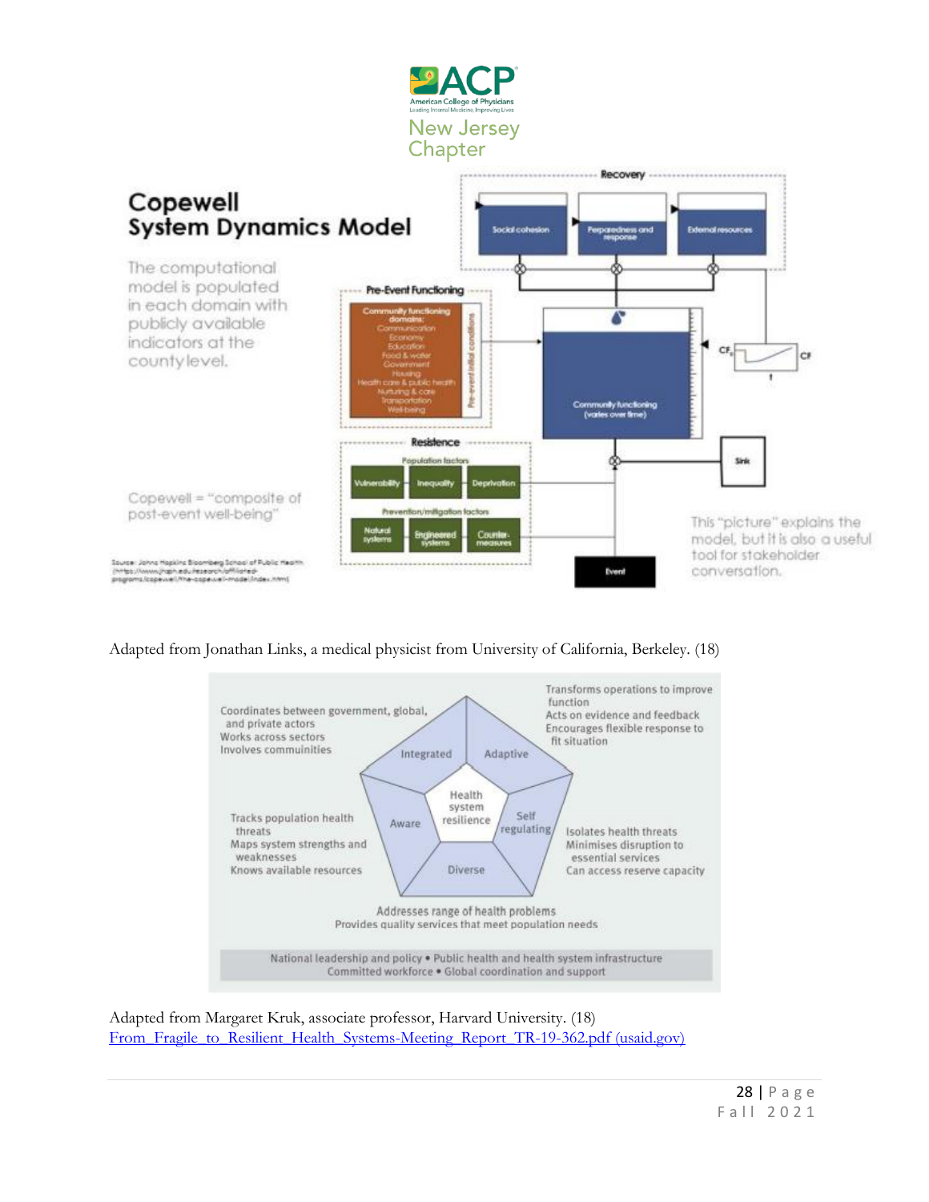# Copewell System Dynamics Model

The computational model is populated in each domain with publicly available indicators at the county level.

Copewell = "composite of post-event well-being"

Source: Johns Hopkins Bloomberg School of Public Health (https://www.jhsph.edu/research/affiliated-programs/copewell/the-copewell-model/index.html)

**Recovery**: Social cohesion; Perparedness and response; External resources

**Pre-Event Functioning**: Community functioning domains: Communication, Economy, Education, Food & water, Government, Housing, Health care & public health, Nurturing & care, Transportation, Well-being (Pre-event initial conditions)

Community functioning (varies over time)

CF₀ — CF

Sink

**Resistence**
- Population factors: Vulnerability; Inequality; Deprivation
- Prevention/mitigation factors: Natural systems; Engineered systems; Counter-measures

Event

This "picture" explains the model, but it is also a useful tool for stakeholder conversation.

Adapted from Jonathan Links, a medical physicist from University of California, Berkeley. (18)

**Health system resilience**

- **Integrated**: Coordinates between government, global, and private actors; Works across sectors; Involves communinities
- **Adaptive**: Transforms operations to improve function; Acts on evidence and feedback; Encourages flexible response to fit situation
- **Aware**: Tracks population health threats; Maps system strengths and weaknesses; Knows available resources
- **Self regulating**: Isolates health threats; Minimises disruption to essential services; Can access reserve capacity
- **Diverse**: Addresses range of health problems; Provides quality services that meet population needs

National leadership and policy • Public health and health system infrastructure
Committed workforce • Global coordination and support

Adapted from Margaret Kruk, associate professor, Harvard University. (18)
[From_Fragile_to_Resilient_Health_Systems-Meeting_Report_TR-19-362.pdf (usaid.gov)]()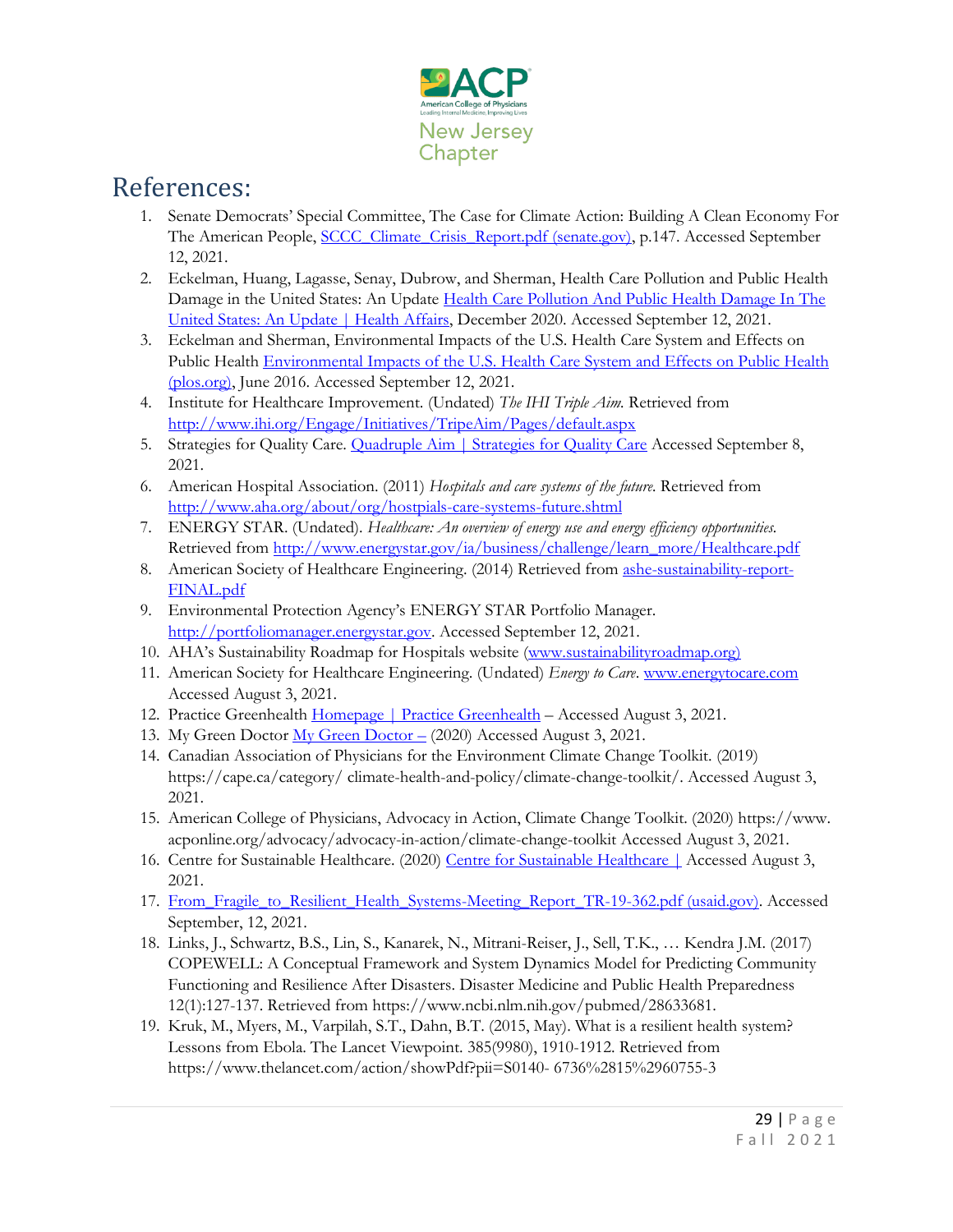# References:

1. Senate Democrats' Special Committee, The Case for Climate Action: Building A Clean Economy For The American People, SCCC_Climate_Crisis_Report.pdf (senate.gov), p.147. Accessed September 12, 2021.
2. Eckelman, Huang, Lagasse, Senay, Dubrow, and Sherman, Health Care Pollution and Public Health Damage in the United States: An Update Health Care Pollution And Public Health Damage In The United States: An Update | Health Affairs, December 2020. Accessed September 12, 2021.
3. Eckelman and Sherman, Environmental Impacts of the U.S. Health Care System and Effects on Public Health Environmental Impacts of the U.S. Health Care System and Effects on Public Health (plos.org), June 2016. Accessed September 12, 2021.
4. Institute for Healthcare Improvement. (Undated) *The IHI Triple Aim.* Retrieved from http://www.ihi.org/Engage/Initiatives/TripeAim/Pages/default.aspx
5. Strategies for Quality Care. Quadruple Aim | Strategies for Quality Care Accessed September 8, 2021.
6. American Hospital Association. (2011) *Hospitals and care systems of the future.* Retrieved from http://www.aha.org/about/org/hostpials-care-systems-future.shtml
7. ENERGY STAR. (Undated). *Healthcare: An overview of energy use and energy efficiency opportunities.* Retrieved from http://www.energystar.gov/ia/business/challenge/learn_more/Healthcare.pdf
8. American Society of Healthcare Engineering. (2014) Retrieved from ashe-sustainability-report-FINAL.pdf
9. Environmental Protection Agency's ENERGY STAR Portfolio Manager. http://portfoliomanager.energystar.gov. Accessed September 12, 2021.
10. AHA's Sustainability Roadmap for Hospitals website (www.sustainabilityroadmap.org)
11. American Society for Healthcare Engineering. (Undated) *Energy to Care.* www.energytocare.com Accessed August 3, 2021.
12. Practice Greenhealth Homepage | Practice Greenhealth – Accessed August 3, 2021.
13. My Green Doctor My Green Doctor – (2020) Accessed August 3, 2021.
14. Canadian Association of Physicians for the Environment Climate Change Toolkit. (2019) https://cape.ca/category/ climate-health-and-policy/climate-change-toolkit/. Accessed August 3, 2021.
15. American College of Physicians, Advocacy in Action, Climate Change Toolkit. (2020) https://www.acponline.org/advocacy/advocacy-in-action/climate-change-toolkit Accessed August 3, 2021.
16. Centre for Sustainable Healthcare. (2020) Centre for Sustainable Healthcare | Accessed August 3, 2021.
17. From_Fragile_to_Resilient_Health_Systems-Meeting_Report_TR-19-362.pdf (usaid.gov). Accessed September, 12, 2021.
18. Links, J., Schwartz, B.S., Lin, S., Kanarek, N., Mitrani-Reiser, J., Sell, T.K., … Kendra J.M. (2017) COPEWELL: A Conceptual Framework and System Dynamics Model for Predicting Community Functioning and Resilience After Disasters. Disaster Medicine and Public Health Preparedness 12(1):127-137. Retrieved from https://www.ncbi.nlm.nih.gov/pubmed/28633681.
19. Kruk, M., Myers, M., Varpilah, S.T., Dahn, B.T. (2015, May). What is a resilient health system? Lessons from Ebola. The Lancet Viewpoint. 385(9980), 1910-1912. Retrieved from https://www.thelancet.com/action/showPdf?pii=S0140- 6736%2815%2960755-3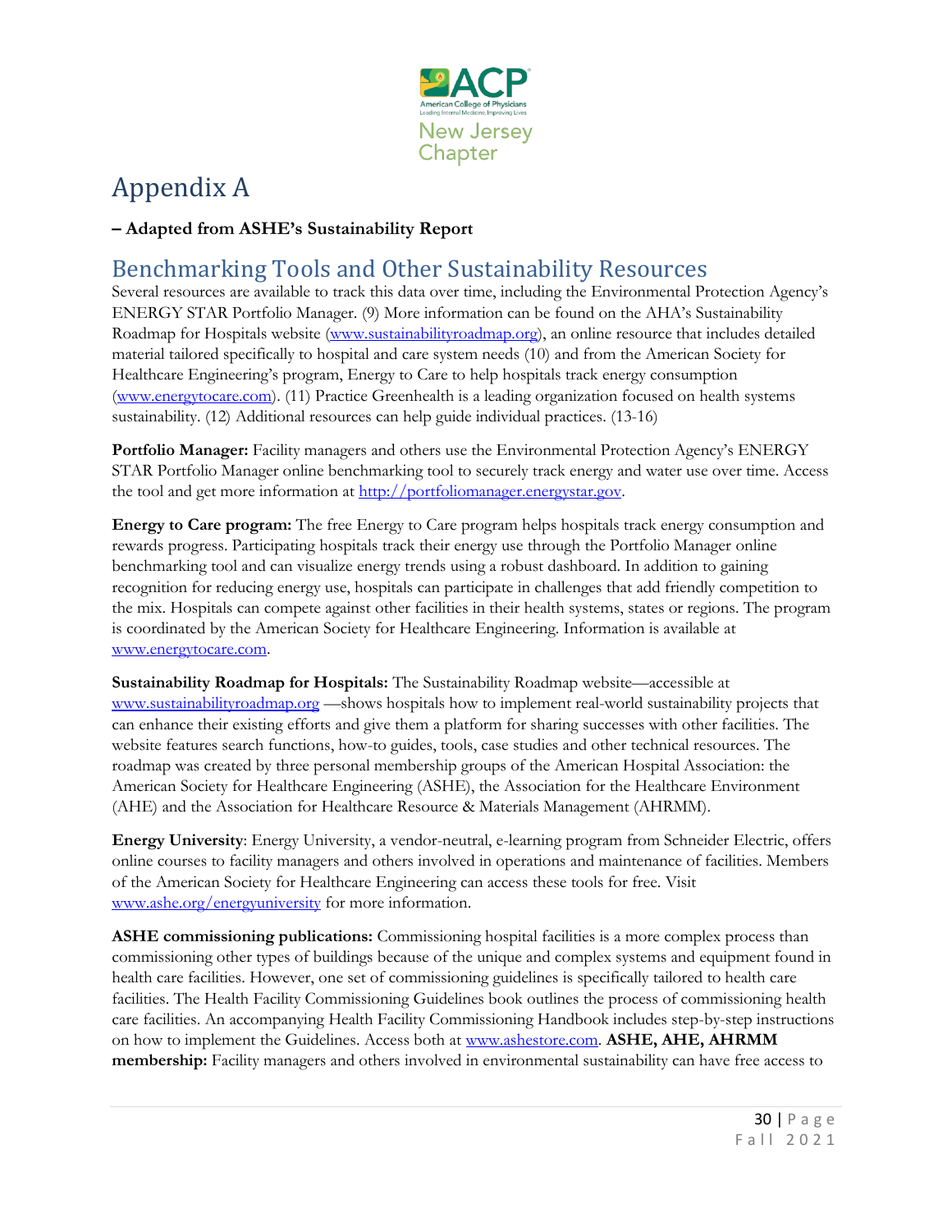# Appendix A

**– Adapted from ASHE's Sustainability Report**

## Benchmarking Tools and Other Sustainability Resources

Several resources are available to track this data over time, including the Environmental Protection Agency's ENERGY STAR Portfolio Manager. (9) More information can be found on the AHA's Sustainability Roadmap for Hospitals website (www.sustainabilityroadmap.org), an online resource that includes detailed material tailored specifically to hospital and care system needs (10) and from the American Society for Healthcare Engineering's program, Energy to Care to help hospitals track energy consumption (www.energytocare.com). (11) Practice Greenhealth is a leading organization focused on health systems sustainability. (12) Additional resources can help guide individual practices. (13-16)

**Portfolio Manager:** Facility managers and others use the Environmental Protection Agency's ENERGY STAR Portfolio Manager online benchmarking tool to securely track energy and water use over time. Access the tool and get more information at http://portfoliomanager.energystar.gov.

**Energy to Care program:** The free Energy to Care program helps hospitals track energy consumption and rewards progress. Participating hospitals track their energy use through the Portfolio Manager online benchmarking tool and can visualize energy trends using a robust dashboard. In addition to gaining recognition for reducing energy use, hospitals can participate in challenges that add friendly competition to the mix. Hospitals can compete against other facilities in their health systems, states or regions. The program is coordinated by the American Society for Healthcare Engineering. Information is available at www.energytocare.com.

**Sustainability Roadmap for Hospitals:** The Sustainability Roadmap website—accessible at www.sustainabilityroadmap.org —shows hospitals how to implement real-world sustainability projects that can enhance their existing efforts and give them a platform for sharing successes with other facilities. The website features search functions, how-to guides, tools, case studies and other technical resources. The roadmap was created by three personal membership groups of the American Hospital Association: the American Society for Healthcare Engineering (ASHE), the Association for the Healthcare Environment (AHE) and the Association for Healthcare Resource & Materials Management (AHRMM).

**Energy University**: Energy University, a vendor-neutral, e-learning program from Schneider Electric, offers online courses to facility managers and others involved in operations and maintenance of facilities. Members of the American Society for Healthcare Engineering can access these tools for free. Visit www.ashe.org/energyuniversity for more information.

**ASHE commissioning publications:** Commissioning hospital facilities is a more complex process than commissioning other types of buildings because of the unique and complex systems and equipment found in health care facilities. However, one set of commissioning guidelines is specifically tailored to health care facilities. The Health Facility Commissioning Guidelines book outlines the process of commissioning health care facilities. An accompanying Health Facility Commissioning Handbook includes step-by-step instructions on how to implement the Guidelines. Access both at www.ashestore.com. **ASHE, AHE, AHRMM membership:** Facility managers and others involved in environmental sustainability can have free access to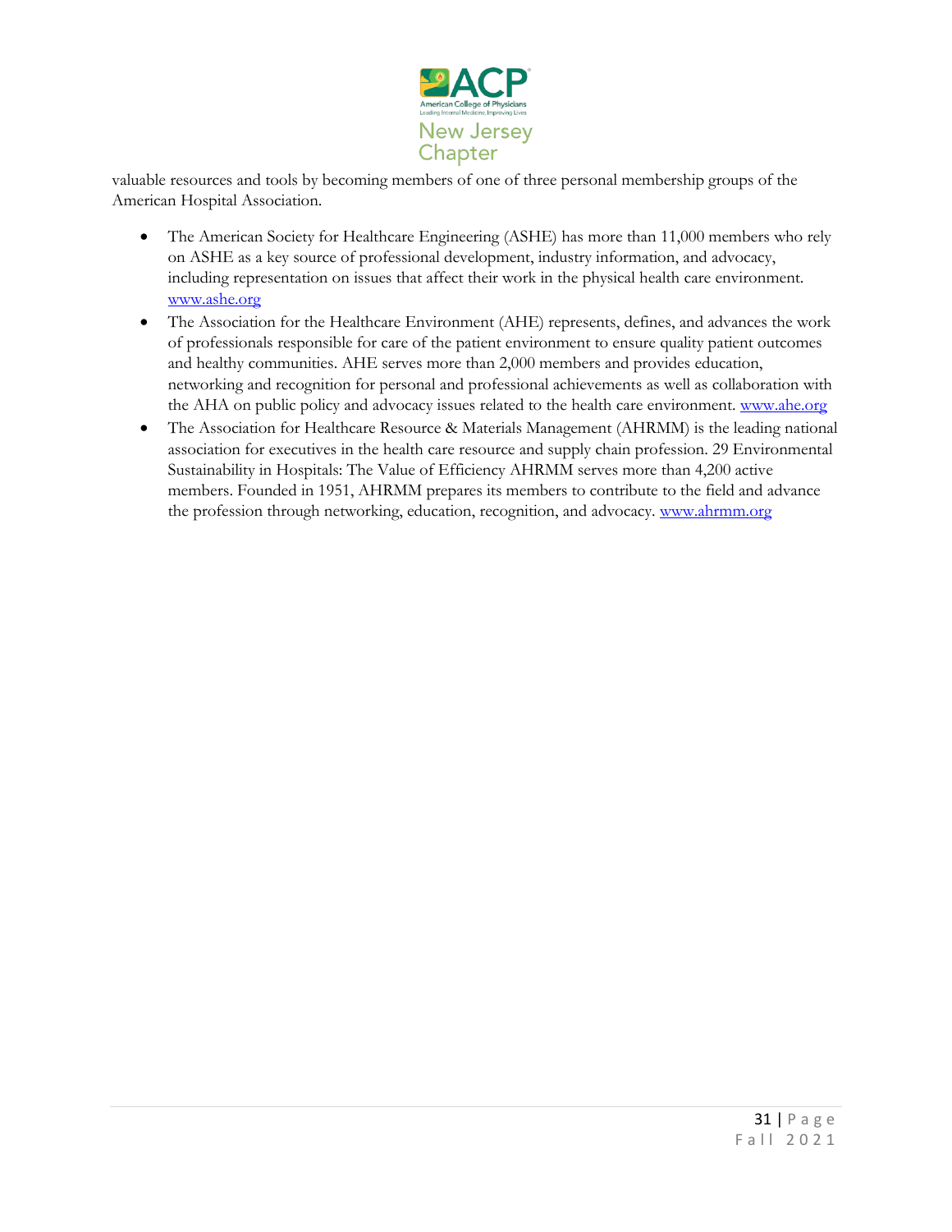valuable resources and tools by becoming members of one of three personal membership groups of the American Hospital Association.

- The American Society for Healthcare Engineering (ASHE) has more than 11,000 members who rely on ASHE as a key source of professional development, industry information, and advocacy, including representation on issues that affect their work in the physical health care environment. www.ashe.org
- The Association for the Healthcare Environment (AHE) represents, defines, and advances the work of professionals responsible for care of the patient environment to ensure quality patient outcomes and healthy communities. AHE serves more than 2,000 members and provides education, networking and recognition for personal and professional achievements as well as collaboration with the AHA on public policy and advocacy issues related to the health care environment. www.ahe.org
- The Association for Healthcare Resource & Materials Management (AHRMM) is the leading national association for executives in the health care resource and supply chain profession. 29 Environmental Sustainability in Hospitals: The Value of Efficiency AHRMM serves more than 4,200 active members. Founded in 1951, AHRMM prepares its members to contribute to the field and advance the profession through networking, education, recognition, and advocacy. www.ahrmm.org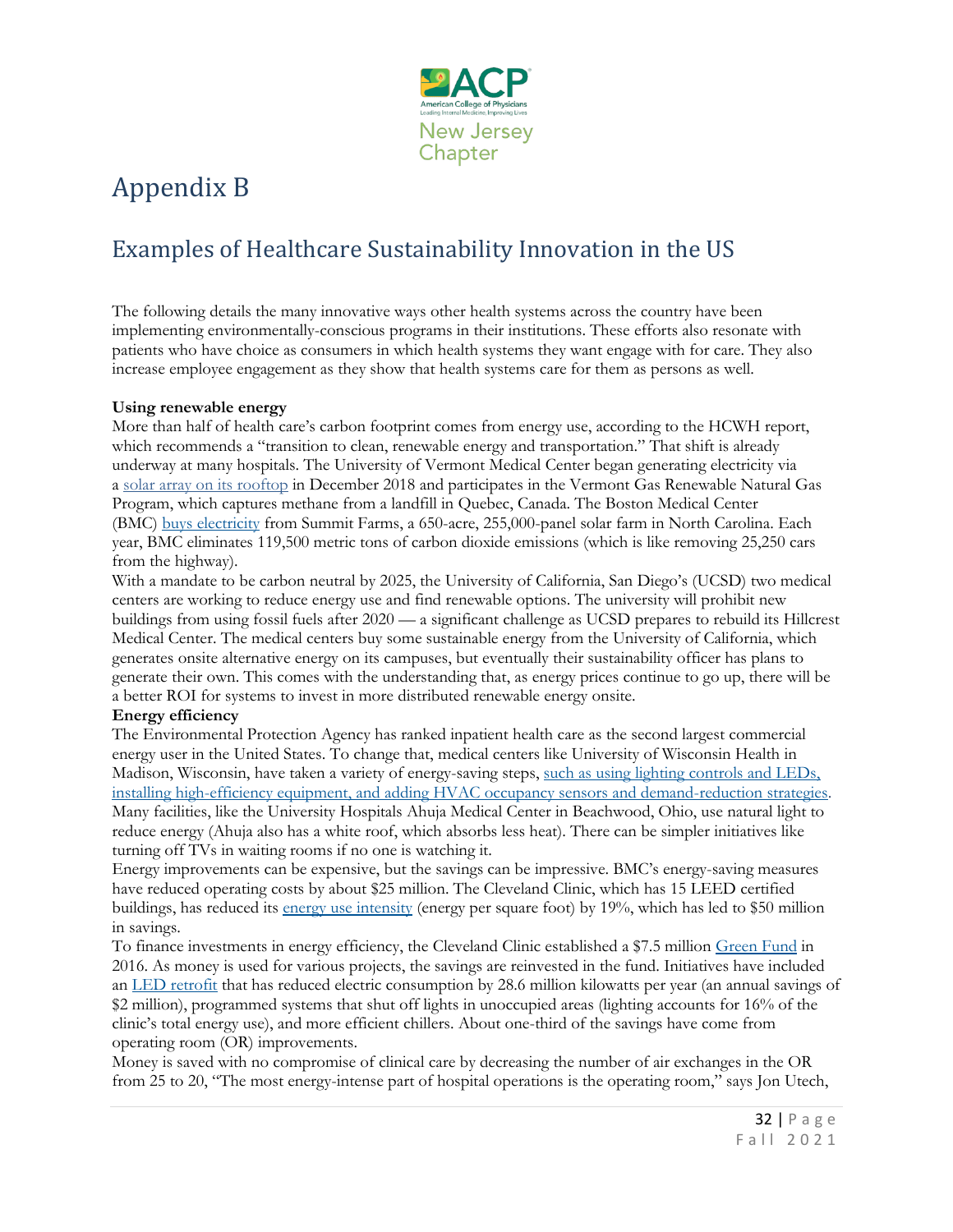# Appendix B

## Examples of Healthcare Sustainability Innovation in the US

The following details the many innovative ways other health systems across the country have been implementing environmentally-conscious programs in their institutions. These efforts also resonate with patients who have choice as consumers in which health systems they want engage with for care. They also increase employee engagement as they show that health systems care for them as persons as well.

**Using renewable energy**

More than half of health care's carbon footprint comes from energy use, according to the HCWH report, which recommends a "transition to clean, renewable energy and transportation." That shift is already underway at many hospitals. The University of Vermont Medical Center began generating electricity via a solar array on its rooftop in December 2018 and participates in the Vermont Gas Renewable Natural Gas Program, which captures methane from a landfill in Quebec, Canada. The Boston Medical Center (BMC) buys electricity from Summit Farms, a 650-acre, 255,000-panel solar farm in North Carolina. Each year, BMC eliminates 119,500 metric tons of carbon dioxide emissions (which is like removing 25,250 cars from the highway).

With a mandate to be carbon neutral by 2025, the University of California, San Diego's (UCSD) two medical centers are working to reduce energy use and find renewable options. The university will prohibit new buildings from using fossil fuels after 2020 — a significant challenge as UCSD prepares to rebuild its Hillcrest Medical Center. The medical centers buy some sustainable energy from the University of California, which generates onsite alternative energy on its campuses, but eventually their sustainability officer has plans to generate their own. This comes with the understanding that, as energy prices continue to go up, there will be a better ROI for systems to invest in more distributed renewable energy onsite.

**Energy efficiency**

The Environmental Protection Agency has ranked inpatient health care as the second largest commercial energy user in the United States. To change that, medical centers like University of Wisconsin Health in Madison, Wisconsin, have taken a variety of energy-saving steps, such as using lighting controls and LEDs, installing high-efficiency equipment, and adding HVAC occupancy sensors and demand-reduction strategies. Many facilities, like the University Hospitals Ahuja Medical Center in Beachwood, Ohio, use natural light to reduce energy (Ahuja also has a white roof, which absorbs less heat). There can be simpler initiatives like turning off TVs in waiting rooms if no one is watching it.

Energy improvements can be expensive, but the savings can be impressive. BMC's energy-saving measures have reduced operating costs by about $25 million. The Cleveland Clinic, which has 15 LEED certified buildings, has reduced its energy use intensity (energy per square foot) by 19%, which has led to $50 million in savings.

To finance investments in energy efficiency, the Cleveland Clinic established a $7.5 million Green Fund in 2016. As money is used for various projects, the savings are reinvested in the fund. Initiatives have included an LED retrofit that has reduced electric consumption by 28.6 million kilowatts per year (an annual savings of $2 million), programmed systems that shut off lights in unoccupied areas (lighting accounts for 16% of the clinic's total energy use), and more efficient chillers. About one-third of the savings have come from operating room (OR) improvements.

Money is saved with no compromise of clinical care by decreasing the number of air exchanges in the OR from 25 to 20, "The most energy-intense part of hospital operations is the operating room," says Jon Utech,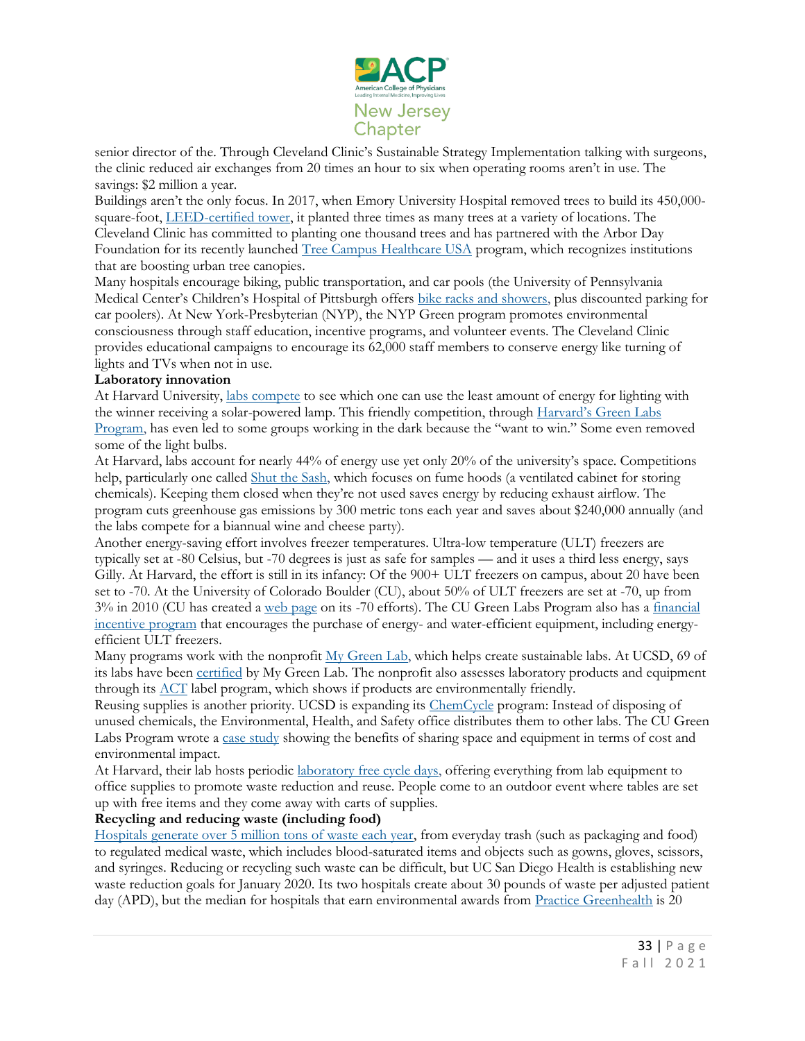senior director of the. Through Cleveland Clinic's Sustainable Strategy Implementation talking with surgeons, the clinic reduced air exchanges from 20 times an hour to six when operating rooms aren't in use. The savings: $2 million a year.

Buildings aren't the only focus. In 2017, when Emory University Hospital removed trees to build its 450,000-square-foot, LEED-certified tower, it planted three times as many trees at a variety of locations. The Cleveland Clinic has committed to planting one thousand trees and has partnered with the Arbor Day Foundation for its recently launched Tree Campus Healthcare USA program, which recognizes institutions that are boosting urban tree canopies.

Many hospitals encourage biking, public transportation, and car pools (the University of Pennsylvania Medical Center's Children's Hospital of Pittsburgh offers bike racks and showers, plus discounted parking for car poolers). At New York-Presbyterian (NYP), the NYP Green program promotes environmental consciousness through staff education, incentive programs, and volunteer events. The Cleveland Clinic provides educational campaigns to encourage its 62,000 staff members to conserve energy like turning of lights and TVs when not in use.

**Laboratory innovation**

At Harvard University, labs compete to see which one can use the least amount of energy for lighting with the winner receiving a solar-powered lamp. This friendly competition, through Harvard's Green Labs Program, has even led to some groups working in the dark because the "want to win." Some even removed some of the light bulbs.

At Harvard, labs account for nearly 44% of energy use yet only 20% of the university's space. Competitions help, particularly one called Shut the Sash, which focuses on fume hoods (a ventilated cabinet for storing chemicals). Keeping them closed when they're not used saves energy by reducing exhaust airflow. The program cuts greenhouse gas emissions by 300 metric tons each year and saves about $240,000 annually (and the labs compete for a biannual wine and cheese party).

Another energy-saving effort involves freezer temperatures. Ultra-low temperature (ULT) freezers are typically set at -80 Celsius, but -70 degrees is just as safe for samples — and it uses a third less energy, says Gilly. At Harvard, the effort is still in its infancy: Of the 900+ ULT freezers on campus, about 20 have been set to -70. At the University of Colorado Boulder (CU), about 50% of ULT freezers are set at -70, up from 3% in 2010 (CU has created a web page on its -70 efforts). The CU Green Labs Program also has a financial incentive program that encourages the purchase of energy- and water-efficient equipment, including energy-efficient ULT freezers.

Many programs work with the nonprofit My Green Lab, which helps create sustainable labs. At UCSD, 69 of its labs have been certified by My Green Lab. The nonprofit also assesses laboratory products and equipment through its ACT label program, which shows if products are environmentally friendly.

Reusing supplies is another priority. UCSD is expanding its ChemCycle program: Instead of disposing of unused chemicals, the Environmental, Health, and Safety office distributes them to other labs. The CU Green Labs Program wrote a case study showing the benefits of sharing space and equipment in terms of cost and environmental impact.

At Harvard, their lab hosts periodic laboratory free cycle days, offering everything from lab equipment to office supplies to promote waste reduction and reuse. People come to an outdoor event where tables are set up with free items and they come away with carts of supplies.

**Recycling and reducing waste (including food)**

Hospitals generate over 5 million tons of waste each year, from everyday trash (such as packaging and food) to regulated medical waste, which includes blood-saturated items and objects such as gowns, gloves, scissors, and syringes. Reducing or recycling such waste can be difficult, but UC San Diego Health is establishing new waste reduction goals for January 2020. Its two hospitals create about 30 pounds of waste per adjusted patient day (APD), but the median for hospitals that earn environmental awards from Practice Greenhealth is 20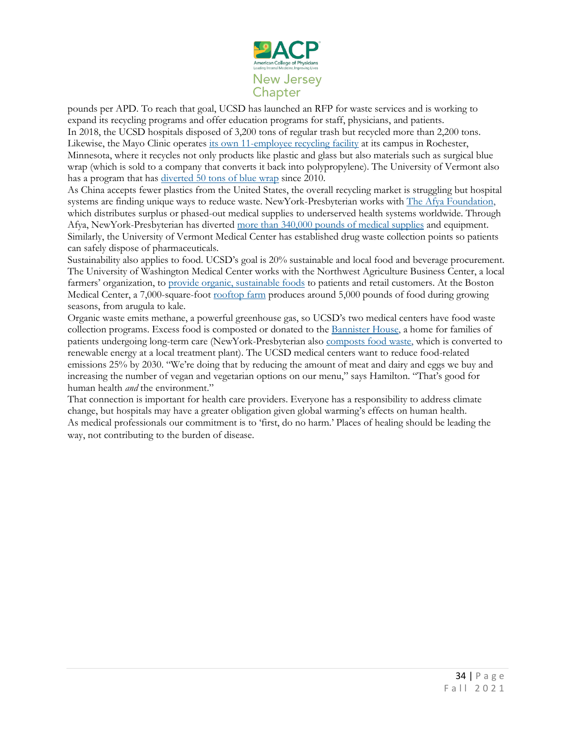pounds per APD. To reach that goal, UCSD has launched an RFP for waste services and is working to expand its recycling programs and offer education programs for staff, physicians, and patients.

In 2018, the UCSD hospitals disposed of 3,200 tons of regular trash but recycled more than 2,200 tons. Likewise, the Mayo Clinic operates its own 11-employee recycling facility at its campus in Rochester, Minnesota, where it recycles not only products like plastic and glass but also materials such as surgical blue wrap (which is sold to a company that converts it back into polypropylene). The University of Vermont also has a program that has diverted 50 tons of blue wrap since 2010.

As China accepts fewer plastics from the United States, the overall recycling market is struggling but hospital systems are finding unique ways to reduce waste. NewYork-Presbyterian works with The Afya Foundation, which distributes surplus or phased-out medical supplies to underserved health systems worldwide. Through Afya, NewYork-Presbyterian has diverted more than 340,000 pounds of medical supplies and equipment. Similarly, the University of Vermont Medical Center has established drug waste collection points so patients can safely dispose of pharmaceuticals.

Sustainability also applies to food. UCSD's goal is 20% sustainable and local food and beverage procurement. The University of Washington Medical Center works with the Northwest Agriculture Business Center, a local farmers' organization, to provide organic, sustainable foods to patients and retail customers. At the Boston Medical Center, a 7,000-square-foot rooftop farm produces around 5,000 pounds of food during growing seasons, from arugula to kale.

Organic waste emits methane, a powerful greenhouse gas, so UCSD's two medical centers have food waste collection programs. Excess food is composted or donated to the Bannister House, a home for families of patients undergoing long-term care (NewYork-Presbyterian also composts food waste, which is converted to renewable energy at a local treatment plant). The UCSD medical centers want to reduce food-related emissions 25% by 2030. "We're doing that by reducing the amount of meat and dairy and eggs we buy and increasing the number of vegan and vegetarian options on our menu," says Hamilton. "That's good for human health *and* the environment."

That connection is important for health care providers. Everyone has a responsibility to address climate change, but hospitals may have a greater obligation given global warming's effects on human health.

As medical professionals our commitment is to 'first, do no harm.' Places of healing should be leading the way, not contributing to the burden of disease.